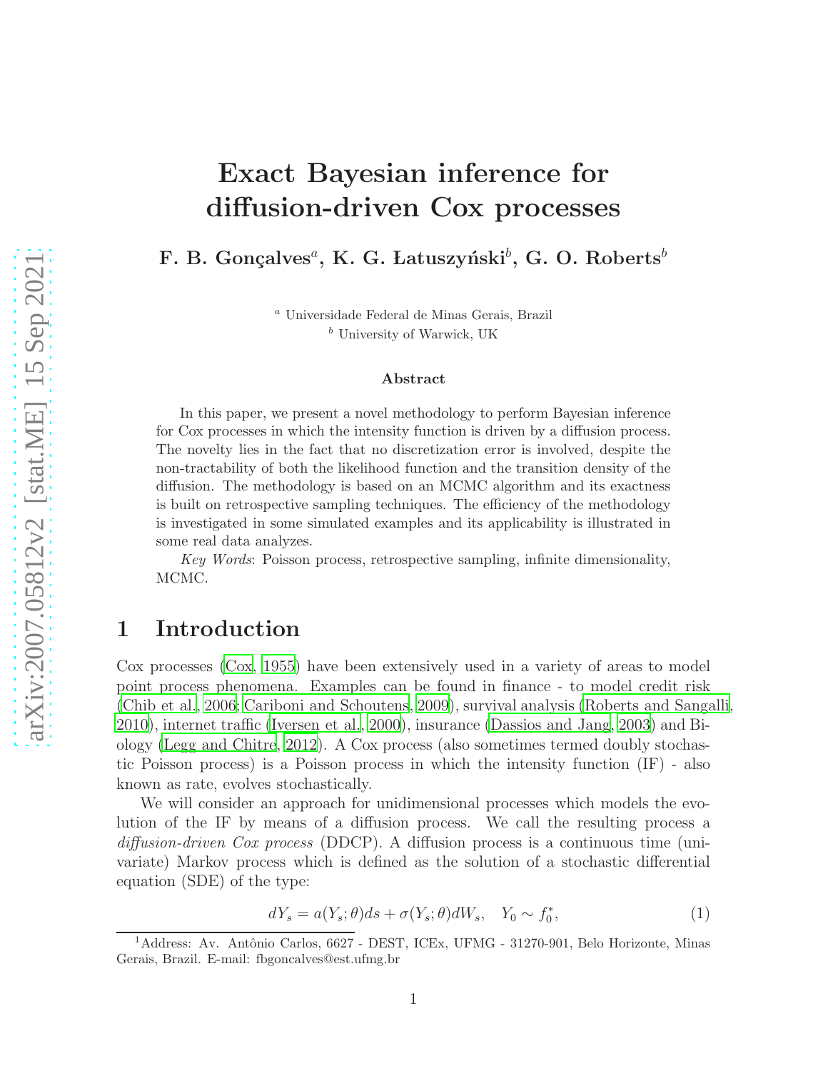# Exact Bayesian inference for diffusion-driven Cox processes

**F. B. Gonçalves**[a], **K. G. Łatuszyński**[b], **G. O. Roberts**[b]

[a] Universidade Federal de Minas Gerais, Brazil
[b] University of Warwick, UK

### Abstract

In this paper, we present a novel methodology to perform Bayesian inference for Cox processes in which the intensity function is driven by a diffusion process. The novelty lies in the fact that no discretization error is involved, despite the non-tractability of both the likelihood function and the transition density of the diffusion. The methodology is based on an MCMC algorithm and its exactness is built on retrospective sampling techniques. The efficiency of the methodology is investigated in some simulated examples and its applicability is illustrated in some real data analyzes.

*Key Words*: Poisson process, retrospective sampling, infinite dimensionality, MCMC.

## 1 Introduction

Cox processes (Cox, 1955) have been extensively used in a variety of areas to model point process phenomena. Examples can be found in finance - to model credit risk (Chib et al., 2006; Cariboni and Schoutens, 2009), survival analysis (Roberts and Sangalli, 2010), internet traffic (Iversen et al., 2000), insurance (Dassios and Jang, 2003) and Biology (Legg and Chitre, 2012). A Cox process (also sometimes termed doubly stochastic Poisson process) is a Poisson process in which the intensity function (IF) - also known as rate, evolves stochastically.

We will consider an approach for unidimensional processes which models the evolution of the IF by means of a diffusion process. We call the resulting process a *diffusion-driven Cox process* (DDCP). A diffusion process is a continuous time (univariate) Markov process which is defined as the solution of a stochastic differential equation (SDE) of the type:

$$dY_s = a(Y_s;\theta)ds + \sigma(Y_s;\theta)dW_s, \quad Y_0 \sim f_0^*, \tag{1}$$

[1]Address: Av. Antônio Carlos, 6627 - DEST, ICEx, UFMG - 31270-901, Belo Horizonte, Minas Gerais, Brazil. E-mail: fbgoncalves@est.ufmg.br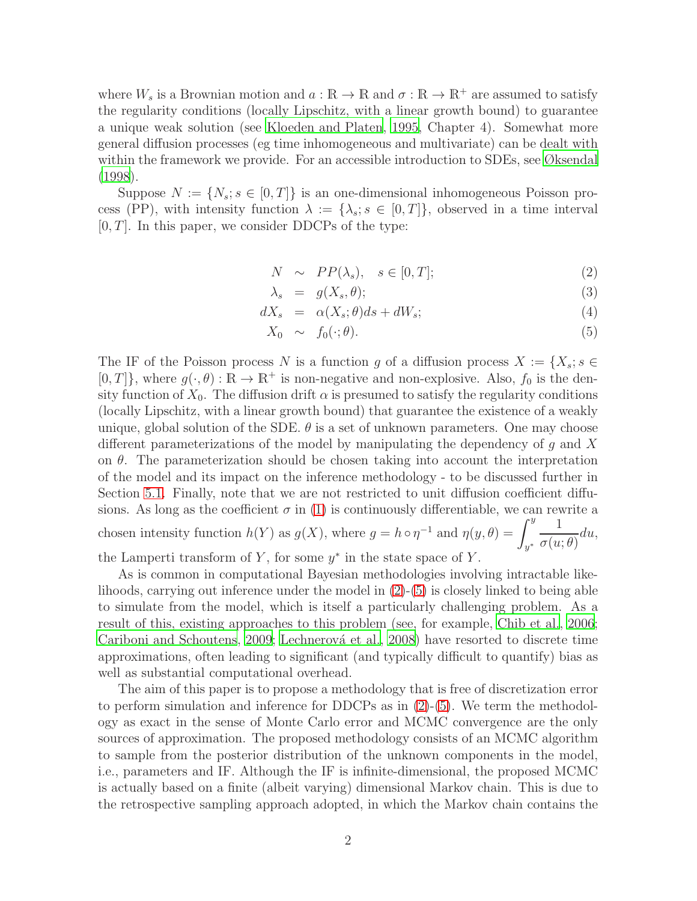where $W_s$ is a Brownian motion and $a : \mathbb{R} \to \mathbb{R}$ and $\sigma : \mathbb{R} \to \mathbb{R}^+$ are assumed to satisfy the regularity conditions (locally Lipschitz, with a linear growth bound) to guarantee a unique weak solution (see Kloeden and Platen, 1995, Chapter 4). Somewhat more general diffusion processes (eg time inhomogeneous and multivariate) can be dealt with within the framework we provide. For an accessible introduction to SDEs, see Øksendal (1998).

Suppose $N := \{N_s; s \in [0, T]\}$ is an one-dimensional inhomogeneous Poisson process (PP), with intensity function $\lambda := \{\lambda_s; s \in [0, T]\}$, observed in a time interval $[0, T]$. In this paper, we consider DDCPs of the type:

$$
\begin{aligned}
N &\sim PP(\lambda_s), \quad s \in [0, T]; & (2)\\
\lambda_s &= g(X_s, \theta); & (3)\\
dX_s &= \alpha(X_s; \theta)ds + dW_s; & (4)\\
X_0 &\sim f_0(\cdot; \theta). & (5)
\end{aligned}
$$

The IF of the Poisson process $N$ is a function $g$ of a diffusion process $X := \{X_s; s \in [0, T]\}$, where $g(\cdot, \theta) : \mathbb{R} \to \mathbb{R}^+$ is non-negative and non-explosive. Also, $f_0$ is the density function of $X_0$. The diffusion drift $\alpha$ is presumed to satisfy the regularity conditions (locally Lipschitz, with a linear growth bound) that guarantee the existence of a weakly unique, global solution of the SDE. $\theta$ is a set of unknown parameters. One may choose different parameterizations of the model by manipulating the dependency of $g$ and $X$ on $\theta$. The parameterization should be chosen taking into account the interpretation of the model and its impact on the inference methodology - to be discussed further in Section 5.1. Finally, note that we are not restricted to unit diffusion coefficient diffusions. As long as the coefficient $\sigma$ in (1) is continuously differentiable, we can rewrite a chosen intensity function $h(Y)$ as $g(X)$, where $g = h \circ \eta^{-1}$ and $\eta(y, \theta) = \int_{y^*}^{y} \frac{1}{\sigma(u; \theta)} du$, the Lamperti transform of $Y$, for some $y^*$ in the state space of $Y$.

As is common in computational Bayesian methodologies involving intractable likelihoods, carrying out inference under the model in (2)-(5) is closely linked to being able to simulate from the model, which is itself a particularly challenging problem. As a result of this, existing approaches to this problem (see, for example, Chib et al., 2006; Cariboni and Schoutens, 2009; Lechnerová et al., 2008) have resorted to discrete time approximations, often leading to significant (and typically difficult to quantify) bias as well as substantial computational overhead.

The aim of this paper is to propose a methodology that is free of discretization error to perform simulation and inference for DDCPs as in (2)-(5). We term the methodology as exact in the sense of Monte Carlo error and MCMC convergence are the only sources of approximation. The proposed methodology consists of an MCMC algorithm to sample from the posterior distribution of the unknown components in the model, i.e., parameters and IF. Although the IF is infinite-dimensional, the proposed MCMC is actually based on a finite (albeit varying) dimensional Markov chain. This is due to the retrospective sampling approach adopted, in which the Markov chain contains the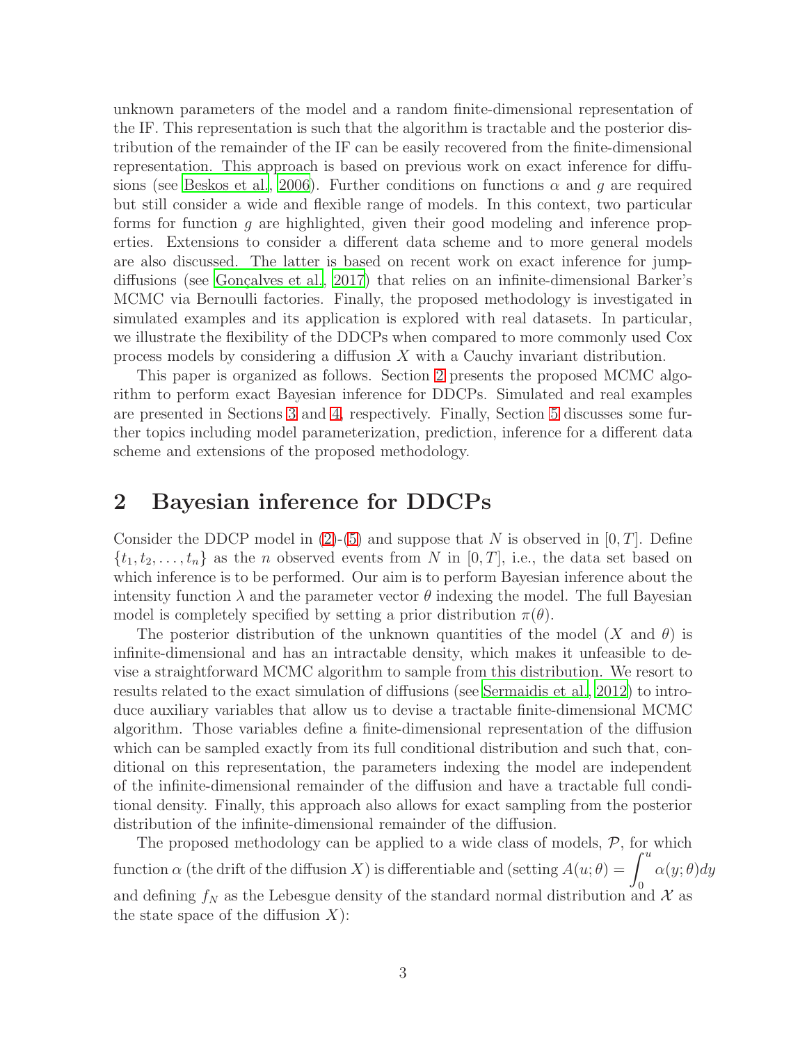unknown parameters of the model and a random finite-dimensional representation of the IF. This representation is such that the algorithm is tractable and the posterior distribution of the remainder of the IF can be easily recovered from the finite-dimensional representation. This approach is based on previous work on exact inference for diffusions (see Beskos et al., 2006). Further conditions on functions $\alpha$ and $g$ are required but still consider a wide and flexible range of models. In this context, two particular forms for function $g$ are highlighted, given their good modeling and inference properties. Extensions to consider a different data scheme and to more general models are also discussed. The latter is based on recent work on exact inference for jump-diffusions (see Gonçalves et al., 2017) that relies on an infinite-dimensional Barker's MCMC via Bernoulli factories. Finally, the proposed methodology is investigated in simulated examples and its application is explored with real datasets. In particular, we illustrate the flexibility of the DDCPs when compared to more commonly used Cox process models by considering a diffusion $X$ with a Cauchy invariant distribution.

This paper is organized as follows. Section 2 presents the proposed MCMC algorithm to perform exact Bayesian inference for DDCPs. Simulated and real examples are presented in Sections 3 and 4, respectively. Finally, Section 5 discusses some further topics including model parameterization, prediction, inference for a different data scheme and extensions of the proposed methodology.

# 2 Bayesian inference for DDCPs

Consider the DDCP model in (2)-(5) and suppose that $N$ is observed in $[0, T]$. Define $\{t_1, t_2, \ldots, t_n\}$ as the $n$ observed events from $N$ in $[0, T]$, i.e., the data set based on which inference is to be performed. Our aim is to perform Bayesian inference about the intensity function $\lambda$ and the parameter vector $\theta$ indexing the model. The full Bayesian model is completely specified by setting a prior distribution $\pi(\theta)$.

The posterior distribution of the unknown quantities of the model ($X$ and $\theta$) is infinite-dimensional and has an intractable density, which makes it unfeasible to devise a straightforward MCMC algorithm to sample from this distribution. We resort to results related to the exact simulation of diffusions (see Sermaidis et al., 2012) to introduce auxiliary variables that allow us to devise a tractable finite-dimensional MCMC algorithm. Those variables define a finite-dimensional representation of the diffusion which can be sampled exactly from its full conditional distribution and such that, conditional on this representation, the parameters indexing the model are independent of the infinite-dimensional remainder of the diffusion and have a tractable full conditional density. Finally, this approach also allows for exact sampling from the posterior distribution of the infinite-dimensional remainder of the diffusion.

The proposed methodology can be applied to a wide class of models, $\mathcal{P}$, for which function $\alpha$ (the drift of the diffusion $X$) is differentiable and (setting $A(u; \theta) = \int_0^u \alpha(y; \theta) dy$ and defining $f_N$ as the Lebesgue density of the standard normal distribution and $\mathcal{X}$ as the state space of the diffusion $X$):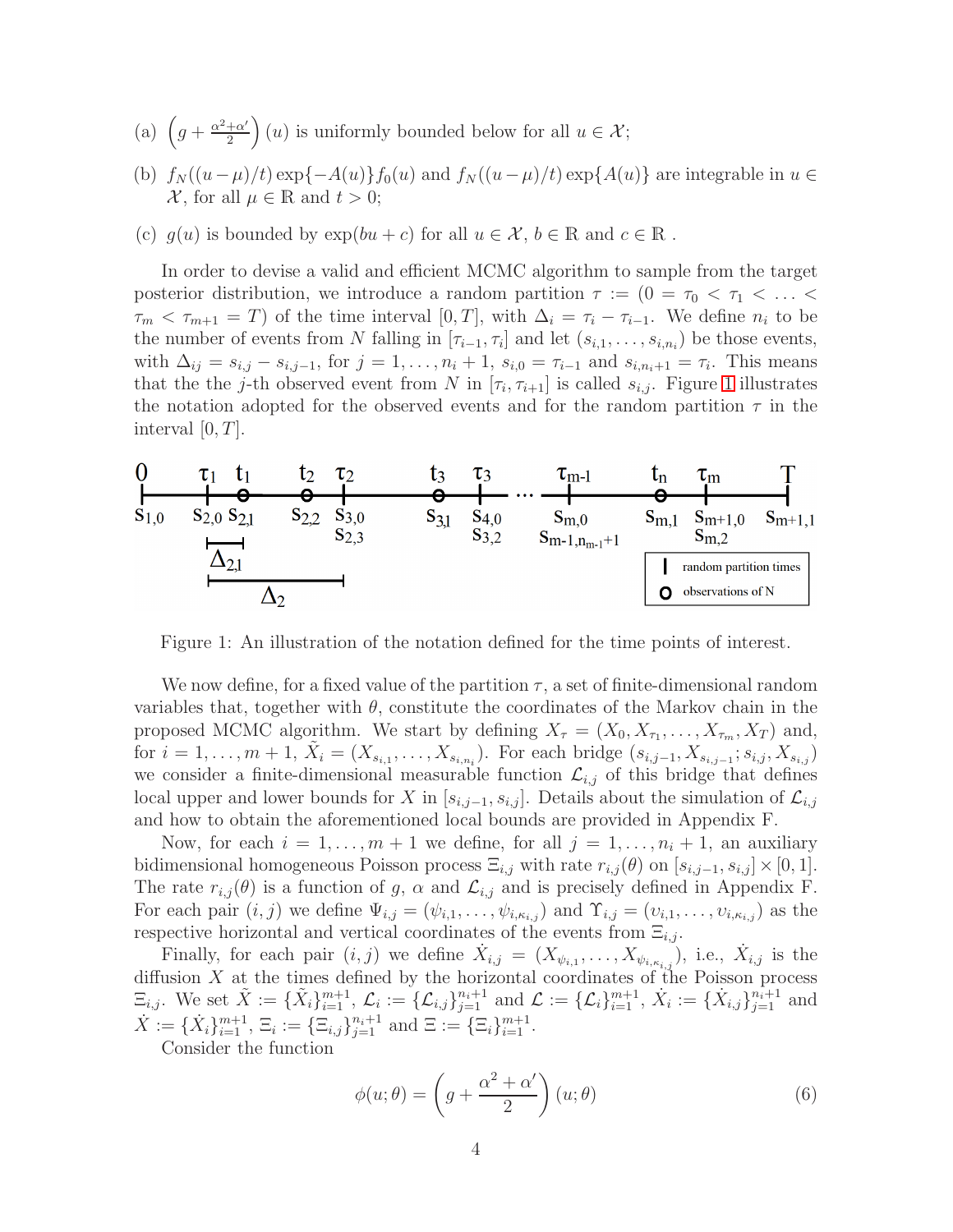(a) $\left(g + \frac{\alpha^2+\alpha'}{2}\right)(u)$ is uniformly bounded below for all $u \in \mathcal{X}$;

(b) $f_N((u-\mu)/t)\exp\{-A(u)\}f_0(u)$ and $f_N((u-\mu)/t)\exp\{A(u)\}$ are integrable in $u \in \mathcal{X}$, for all $\mu \in \mathbb{R}$ and $t > 0$;

(c) $g(u)$ is bounded by $\exp(bu + c)$ for all $u \in \mathcal{X}$, $b \in \mathbb{R}$ and $c \in \mathbb{R}$ .

In order to devise a valid and efficient MCMC algorithm to sample from the target posterior distribution, we introduce a random partition $\tau := (0 = \tau_0 < \tau_1 < \ldots < \tau_m < \tau_{m+1} = T)$ of the time interval $[0, T]$, with $\Delta_i = \tau_i - \tau_{i-1}$. We define $n_i$ to be the number of events from $N$ falling in $[\tau_{i-1}, \tau_i]$ and let $(s_{i,1}, \ldots, s_{i,n_i})$ be those events, with $\Delta_{ij} = s_{i,j} - s_{i,j-1}$, for $j = 1, \ldots, n_i + 1$, $s_{i,0} = \tau_{i-1}$ and $s_{i,n_i+1} = \tau_i$. This means that the the $j$-th observed event from $N$ in $[\tau_i, \tau_{i+1}]$ is called $s_{i,j}$. Figure 1 illustrates the notation adopted for the observed events and for the random partition $\tau$ in the interval $[0, T]$.

Figure 1: An illustration of the notation defined for the time points of interest.

We now define, for a fixed value of the partition $\tau$, a set of finite-dimensional random variables that, together with $\theta$, constitute the coordinates of the Markov chain in the proposed MCMC algorithm. We start by defining $X_\tau = (X_0, X_{\tau_1}, \ldots, X_{\tau_m}, X_T)$ and, for $i = 1, \ldots, m + 1$, $\tilde{X}_i = (X_{s_{i,1}}, \ldots, X_{s_{i,n_i}})$. For each bridge $(s_{i,j-1}, X_{s_{i,j-1}}; s_{i,j}, X_{s_{i,j}})$ we consider a finite-dimensional measurable function $\mathcal{L}_{i,j}$ of this bridge that defines local upper and lower bounds for $X$ in $[s_{i,j-1}, s_{i,j}]$. Details about the simulation of $\mathcal{L}_{i,j}$ and how to obtain the aforementioned local bounds are provided in Appendix F.

Now, for each $i = 1, \ldots, m + 1$ we define, for all $j = 1, \ldots, n_i + 1$, an auxiliary bidimensional homogeneous Poisson process $\Xi_{i,j}$ with rate $r_{i,j}(\theta)$ on $[s_{i,j-1}, s_{i,j}] \times [0, 1]$. The rate $r_{i,j}(\theta)$ is a function of $g$, $\alpha$ and $\mathcal{L}_{i,j}$ and is precisely defined in Appendix F. For each pair $(i, j)$ we define $\Psi_{i,j} = (\psi_{i,1}, \ldots, \psi_{i,\kappa_{i,j}})$ and $\Upsilon_{i,j} = (\upsilon_{i,1}, \ldots, \upsilon_{i,\kappa_{i,j}})$ as the respective horizontal and vertical coordinates of the events from $\Xi_{i,j}$.

Finally, for each pair $(i, j)$ we define $\dot{X}_{i,j} = (X_{\psi_{i,1}}, \ldots, X_{\psi_{i,\kappa_{i,j}}})$, i.e., $\dot{X}_{i,j}$ is the diffusion $X$ at the times defined by the horizontal coordinates of the Poisson process $\Xi_{i,j}$. We set $\tilde{X} := \{\tilde{X}_i\}_{i=1}^{m+1}$, $\mathcal{L}_i := \{\mathcal{L}_{i,j}\}_{j=1}^{n_i+1}$ and $\mathcal{L} := \{\mathcal{L}_i\}_{i=1}^{m+1}$, $\dot{X}_i := \{\dot{X}_{i,j}\}_{j=1}^{n_i+1}$ and $\dot{X} := \{\dot{X}_i\}_{i=1}^{m+1}$, $\Xi_i := \{\Xi_{i,j}\}_{j=1}^{n_i+1}$ and $\Xi := \{\Xi_i\}_{i=1}^{m+1}$.

Consider the function

$$\phi(u; \theta) = \left(g + \frac{\alpha^2 + \alpha'}{2}\right)(u; \theta) \tag{6}$$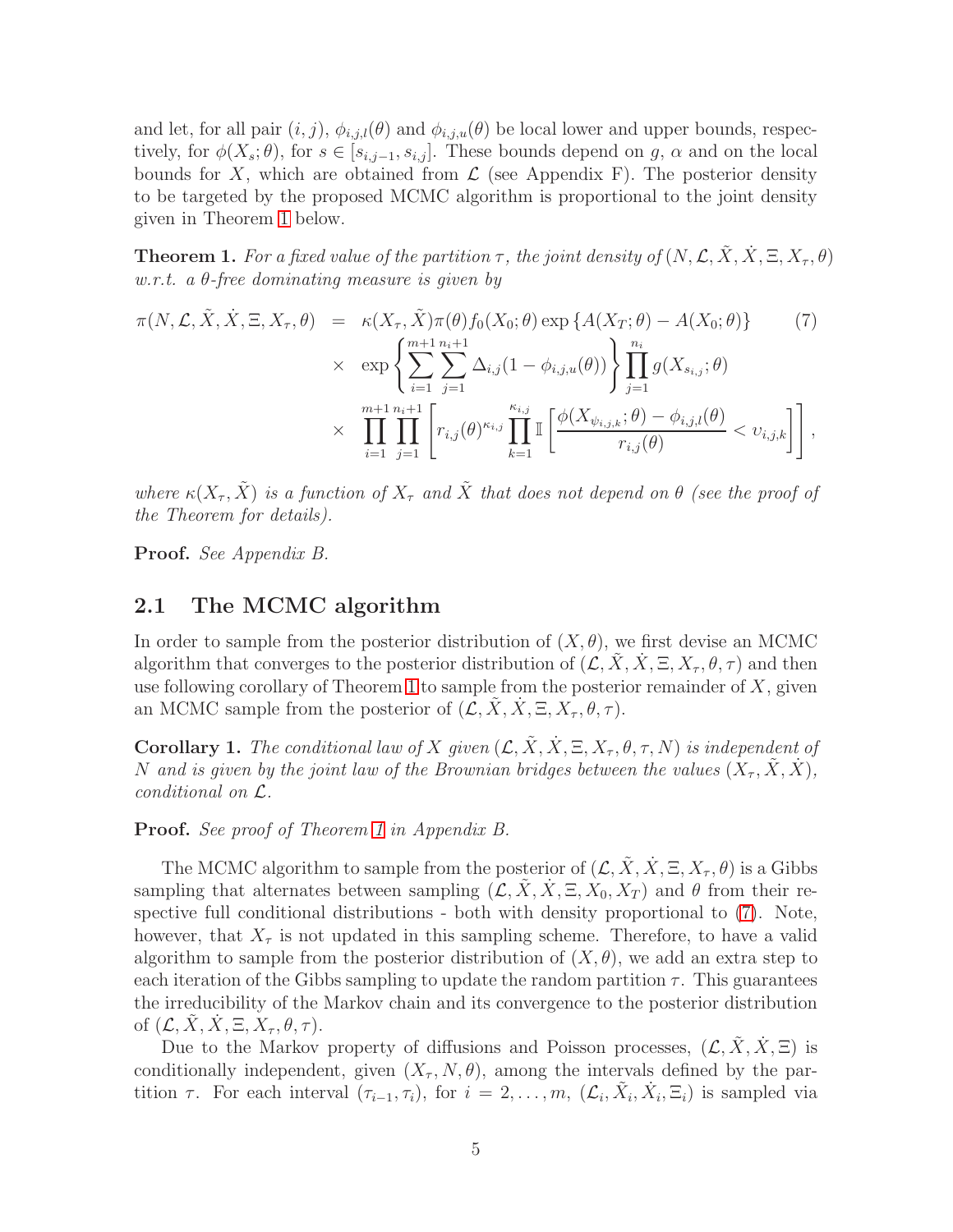and let, for all pair $(i,j)$, $\phi_{i,j,l}(\theta)$ and $\phi_{i,j,u}(\theta)$ be local lower and upper bounds, respectively, for $\phi(X_s;\theta)$, for $s \in [s_{i,j-1}, s_{i,j}]$. These bounds depend on $g$, $\alpha$ and on the local bounds for $X$, which are obtained from $\mathcal{L}$ (see Appendix F). The posterior density to be targeted by the proposed MCMC algorithm is proportional to the joint density given in Theorem 1 below.

**Theorem 1.** *For a fixed value of the partition $\tau$, the joint density of $(N, \mathcal{L}, \tilde{X}, \dot{X}, \Xi, X_\tau, \theta)$ w.r.t. a $\theta$-free dominating measure is given by*

$$
\begin{aligned}
\pi(N, \mathcal{L}, \tilde{X}, \dot{X}, \Xi, X_\tau, \theta) &= \kappa(X_\tau, \tilde{X})\pi(\theta) f_0(X_0;\theta) \exp\left\{A(X_T;\theta) - A(X_0;\theta)\right\} \qquad (7)\\
&\times \exp\left\{\sum_{i=1}^{m+1}\sum_{j=1}^{n_i+1} \Delta_{i,j}(1-\phi_{i,j,u}(\theta))\right\} \prod_{j=1}^{n_i} g(X_{s_{i,j}};\theta)\\
&\times \prod_{i=1}^{m+1}\prod_{j=1}^{n_i+1}\left[ r_{i,j}(\theta)^{\kappa_{i,j}} \prod_{k=1}^{\kappa_{i,j}} \mathbb{I}\left[\frac{\phi(X_{\psi_{i,j,k}};\theta) - \phi_{i,j,l}(\theta)}{r_{i,j}(\theta)} < \upsilon_{i,j,k}\right]\right],
\end{aligned}
$$

*where $\kappa(X_\tau, \tilde{X})$ is a function of $X_\tau$ and $\tilde{X}$ that does not depend on $\theta$ (see the proof of the Theorem for details).*

**Proof.** *See Appendix B.*

## 2.1 The MCMC algorithm

In order to sample from the posterior distribution of $(X, \theta)$, we first devise an MCMC algorithm that converges to the posterior distribution of $(\mathcal{L}, \tilde{X}, \dot{X}, \Xi, X_\tau, \theta, \tau)$ and then use following corollary of Theorem 1 to sample from the posterior remainder of $X$, given an MCMC sample from the posterior of $(\mathcal{L}, \tilde{X}, \dot{X}, \Xi, X_\tau, \theta, \tau)$.

**Corollary 1.** *The conditional law of $X$ given $(\mathcal{L}, \tilde{X}, \dot{X}, \Xi, X_\tau, \theta, \tau, N)$ is independent of $N$ and is given by the joint law of the Brownian bridges between the values $(X_\tau, \tilde{X}, \dot{X})$, conditional on $\mathcal{L}$.*

**Proof.** *See proof of Theorem 1 in Appendix B.*

The MCMC algorithm to sample from the posterior of $(\mathcal{L}, \tilde{X}, \dot{X}, \Xi, X_\tau, \theta)$ is a Gibbs sampling that alternates between sampling $(\mathcal{L}, \tilde{X}, \dot{X}, \Xi, X_0, X_T)$ and $\theta$ from their respective full conditional distributions - both with density proportional to (7). Note, however, that $X_\tau$ is not updated in this sampling scheme. Therefore, to have a valid algorithm to sample from the posterior distribution of $(X, \theta)$, we add an extra step to each iteration of the Gibbs sampling to update the random partition $\tau$. This guarantees the irreducibility of the Markov chain and its convergence to the posterior distribution of $(\mathcal{L}, \tilde{X}, \dot{X}, \Xi, X_\tau, \theta, \tau)$.

Due to the Markov property of diffusions and Poisson processes, $(\mathcal{L}, \tilde{X}, \dot{X}, \Xi)$ is conditionally independent, given $(X_\tau, N, \theta)$, among the intervals defined by the partition $\tau$. For each interval $(\tau_{i-1}, \tau_i)$, for $i = 2, \ldots, m$, $(\mathcal{L}_i, \tilde{X}_i, \dot{X}_i, \Xi_i)$ is sampled via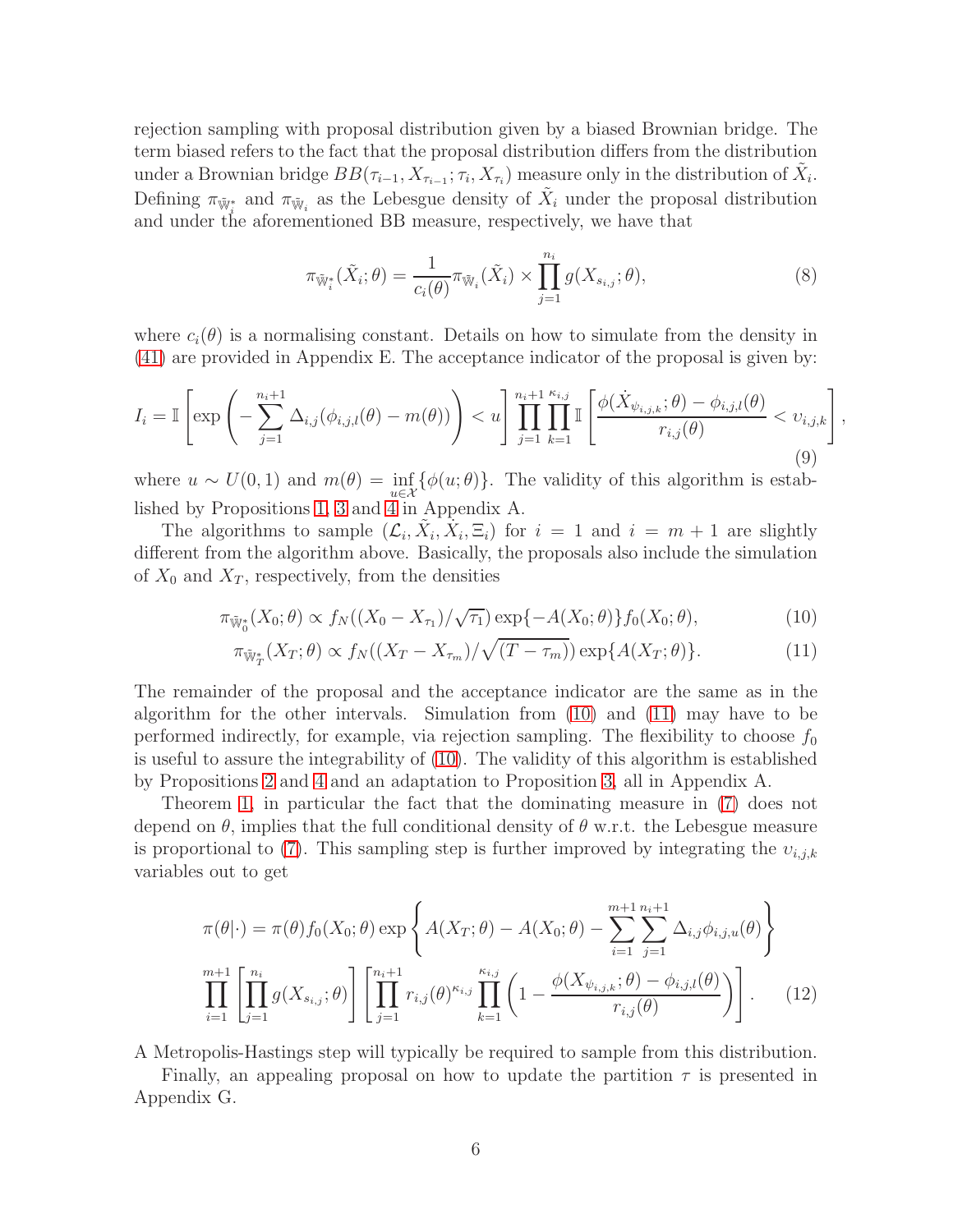rejection sampling with proposal distribution given by a biased Brownian bridge. The term biased refers to the fact that the proposal distribution differs from the distribution under a Brownian bridge $BB(\tau_{i-1}, X_{\tau_{i-1}}; \tau_i, X_{\tau_i})$ measure only in the distribution of $\tilde{X}_i$. Defining $\pi_{\tilde{\mathbb{W}}_i^*}$ and $\pi_{\tilde{\mathbb{W}}_i}$ as the Lebesgue density of $\tilde{X}_i$ under the proposal distribution and under the aforementioned BB measure, respectively, we have that

$$\pi_{\tilde{\mathbb{W}}_i^*}(\tilde{X}_i;\theta) = \frac{1}{c_i(\theta)}\pi_{\tilde{\mathbb{W}}_i}(\tilde{X}_i) \times \prod_{j=1}^{n_i} g(X_{s_{i,j}};\theta), \tag{8}$$

where $c_i(\theta)$ is a normalising constant. Details on how to simulate from the density in (41) are provided in Appendix E. The acceptance indicator of the proposal is given by:

$$I_i = \mathbb{I}\left[\exp\left(-\sum_{j=1}^{n_i+1}\Delta_{i,j}(\phi_{i,j,l}(\theta)-m(\theta))\right) < u\right]\prod_{j=1}^{n_i+1}\prod_{k=1}^{\kappa_{i,j}}\mathbb{I}\left[\frac{\phi(\dot{X}_{\psi_{i,j,k}};\theta)-\phi_{i,j,l}(\theta)}{r_{i,j}(\theta)} < \upsilon_{i,j,k}\right], \tag{9}$$

where $u \sim U(0,1)$ and $m(\theta) = \inf_{u\in\mathcal{X}}\{\phi(u;\theta)\}$. The validity of this algorithm is established by Propositions 1, 3 and 4 in Appendix A.

The algorithms to sample $(\mathcal{L}_i, \tilde{X}_i, \dot{X}_i, \Xi_i)$ for $i = 1$ and $i = m+1$ are slightly different from the algorithm above. Basically, the proposals also include the simulation of $X_0$ and $X_T$, respectively, from the densities

$$\pi_{\tilde{\mathbb{W}}_0^*}(X_0;\theta) \propto f_N((X_0 - X_{\tau_1})/\sqrt{\tau_1})\exp\{-A(X_0;\theta)\}f_0(X_0;\theta), \tag{10}$$

$$\pi_{\tilde{\mathbb{W}}_T^*}(X_T;\theta) \propto f_N((X_T - X_{\tau_m})/\sqrt{(T-\tau_m)})\exp\{A(X_T;\theta)\}. \tag{11}$$

The remainder of the proposal and the acceptance indicator are the same as in the algorithm for the other intervals. Simulation from (10) and (11) may have to be performed indirectly, for example, via rejection sampling. The flexibility to choose $f_0$ is useful to assure the integrability of (10). The validity of this algorithm is established by Propositions 2 and 4 and an adaptation to Proposition 3, all in Appendix A.

Theorem 1, in particular the fact that the dominating measure in (7) does not depend on $\theta$, implies that the full conditional density of $\theta$ w.r.t. the Lebesgue measure is proportional to (7). This sampling step is further improved by integrating the $\upsilon_{i,j,k}$ variables out to get

$$\pi(\theta|\cdot) = \pi(\theta)f_0(X_0;\theta)\exp\left\{A(X_T;\theta) - A(X_0;\theta) - \sum_{i=1}^{m+1}\sum_{j=1}^{n_i+1}\Delta_{i,j}\phi_{i,j,u}(\theta)\right\}$$
$$\prod_{i=1}^{m+1}\left[\prod_{j=1}^{n_i} g(X_{s_{i,j}};\theta)\right]\left[\prod_{j=1}^{n_i+1} r_{i,j}(\theta)^{\kappa_{i,j}}\prod_{k=1}^{\kappa_{i,j}}\left(1 - \frac{\phi(X_{\psi_{i,j,k}};\theta)-\phi_{i,j,l}(\theta)}{r_{i,j}(\theta)}\right)\right]. \tag{12}$$

A Metropolis-Hastings step will typically be required to sample from this distribution.

Finally, an appealing proposal on how to update the partition $\tau$ is presented in Appendix G.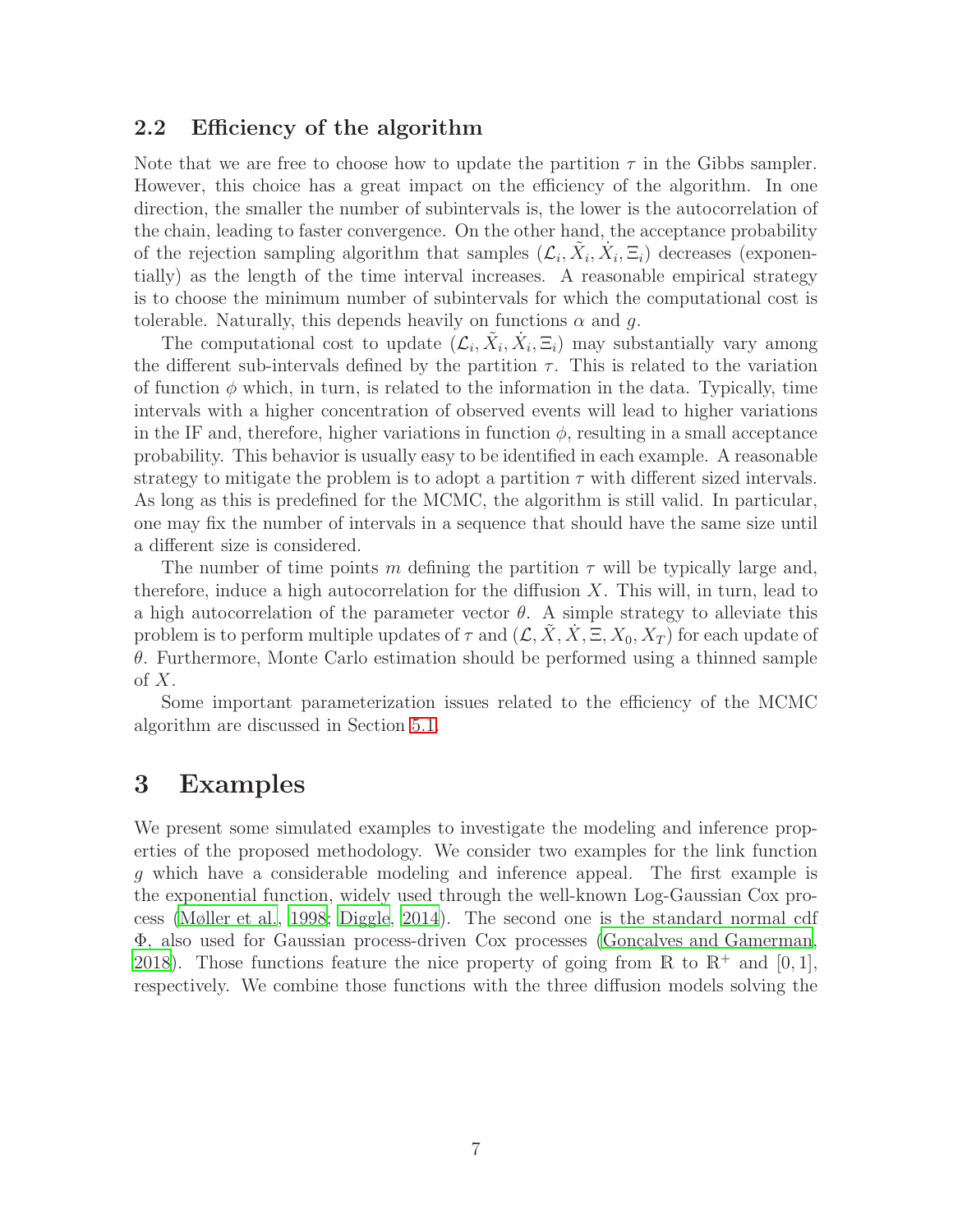## 2.2 Efficiency of the algorithm

Note that we are free to choose how to update the partition $\tau$ in the Gibbs sampler. However, this choice has a great impact on the efficiency of the algorithm. In one direction, the smaller the number of subintervals is, the lower is the autocorrelation of the chain, leading to faster convergence. On the other hand, the acceptance probability of the rejection sampling algorithm that samples $(\mathcal{L}_i, \tilde{X}_i, \dot{X}_i, \Xi_i)$ decreases (exponentially) as the length of the time interval increases. A reasonable empirical strategy is to choose the minimum number of subintervals for which the computational cost is tolerable. Naturally, this depends heavily on functions $\alpha$ and $g$.

The computational cost to update $(\mathcal{L}_i, \tilde{X}_i, \dot{X}_i, \Xi_i)$ may substantially vary among the different sub-intervals defined by the partition $\tau$. This is related to the variation of function $\phi$ which, in turn, is related to the information in the data. Typically, time intervals with a higher concentration of observed events will lead to higher variations in the IF and, therefore, higher variations in function $\phi$, resulting in a small acceptance probability. This behavior is usually easy to be identified in each example. A reasonable strategy to mitigate the problem is to adopt a partition $\tau$ with different sized intervals. As long as this is predefined for the MCMC, the algorithm is still valid. In particular, one may fix the number of intervals in a sequence that should have the same size until a different size is considered.

The number of time points $m$ defining the partition $\tau$ will be typically large and, therefore, induce a high autocorrelation for the diffusion $X$. This will, in turn, lead to a high autocorrelation of the parameter vector $\theta$. A simple strategy to alleviate this problem is to perform multiple updates of $\tau$ and $(\mathcal{L}, \tilde{X}, \dot{X}, \Xi, X_0, X_T)$ for each update of $\theta$. Furthermore, Monte Carlo estimation should be performed using a thinned sample of $X$.

Some important parameterization issues related to the efficiency of the MCMC algorithm are discussed in Section 5.1.

# 3 Examples

We present some simulated examples to investigate the modeling and inference properties of the proposed methodology. We consider two examples for the link function $g$ which have a considerable modeling and inference appeal. The first example is the exponential function, widely used through the well-known Log-Gaussian Cox process (Møller et al., 1998; Diggle, 2014). The second one is the standard normal cdf $\Phi$, also used for Gaussian process-driven Cox processes (Gonçalves and Gamerman, 2018). Those functions feature the nice property of going from $\mathbb{R}$ to $\mathbb{R}^+$ and $[0, 1]$, respectively. We combine those functions with the three diffusion models solving the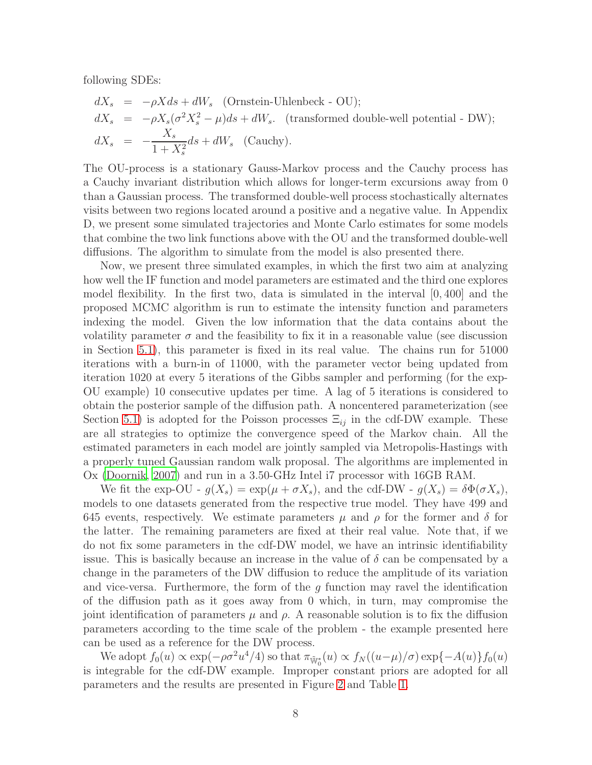following SDEs:

$$
\begin{aligned}
dX_s &= -\rho X ds + dW_s \quad \text{(Ornstein-Uhlenbeck - OU);} \\
dX_s &= -\rho X_s(\sigma^2 X_s^2 - \mu)ds + dW_s. \quad \text{(transformed double-well potential - DW);} \\
dX_s &= -\frac{X_s}{1+X_s^2}ds + dW_s \quad \text{(Cauchy).}
\end{aligned}
$$

The OU-process is a stationary Gauss-Markov process and the Cauchy process has a Cauchy invariant distribution which allows for longer-term excursions away from 0 than a Gaussian process. The transformed double-well process stochastically alternates visits between two regions located around a positive and a negative value. In Appendix D, we present some simulated trajectories and Monte Carlo estimates for some models that combine the two link functions above with the OU and the transformed double-well diffusions. The algorithm to simulate from the model is also presented there.

Now, we present three simulated examples, in which the first two aim at analyzing how well the IF function and model parameters are estimated and the third one explores model flexibility. In the first two, data is simulated in the interval $[0, 400]$ and the proposed MCMC algorithm is run to estimate the intensity function and parameters indexing the model. Given the low information that the data contains about the volatility parameter $\sigma$ and the feasibility to fix it in a reasonable value (see discussion in Section 5.1), this parameter is fixed in its real value. The chains run for 51000 iterations with a burn-in of 11000, with the parameter vector being updated from iteration 1020 at every 5 iterations of the Gibbs sampler and performing (for the exp-OU example) 10 consecutive updates per time. A lag of 5 iterations is considered to obtain the posterior sample of the diffusion path. A noncentered parameterization (see Section 5.1) is adopted for the Poisson processes $\Xi_{ij}$ in the cdf-DW example. These are all strategies to optimize the convergence speed of the Markov chain. All the estimated parameters in each model are jointly sampled via Metropolis-Hastings with a properly tuned Gaussian random walk proposal. The algorithms are implemented in Ox (Doornik, 2007) and run in a 3.50-GHz Intel i7 processor with 16GB RAM.

We fit the exp-OU - $g(X_s) = \exp(\mu + \sigma X_s)$, and the cdf-DW - $g(X_s) = \delta\Phi(\sigma X_s)$, models to one datasets generated from the respective true model. They have 499 and 645 events, respectively. We estimate parameters $\mu$ and $\rho$ for the former and $\delta$ for the latter. The remaining parameters are fixed at their real value. Note that, if we do not fix some parameters in the cdf-DW model, we have an intrinsic identifiability issue. This is basically because an increase in the value of $\delta$ can be compensated by a change in the parameters of the DW diffusion to reduce the amplitude of its variation and vice-versa. Furthermore, the form of the $g$ function may ravel the identification of the diffusion path as it goes away from 0 which, in turn, may compromise the joint identification of parameters $\mu$ and $\rho$. A reasonable solution is to fix the diffusion parameters according to the time scale of the problem - the example presented here can be used as a reference for the DW process.

We adopt $f_0(u) \propto \exp(-\rho\sigma^2 u^4/4)$ so that $\pi_{\tilde{\mathbb{W}}_0^*}(u) \propto f_N((u-\mu)/\sigma)\exp\{-A(u)\}f_0(u)$ is integrable for the cdf-DW example. Improper constant priors are adopted for all parameters and the results are presented in Figure 2 and Table 1.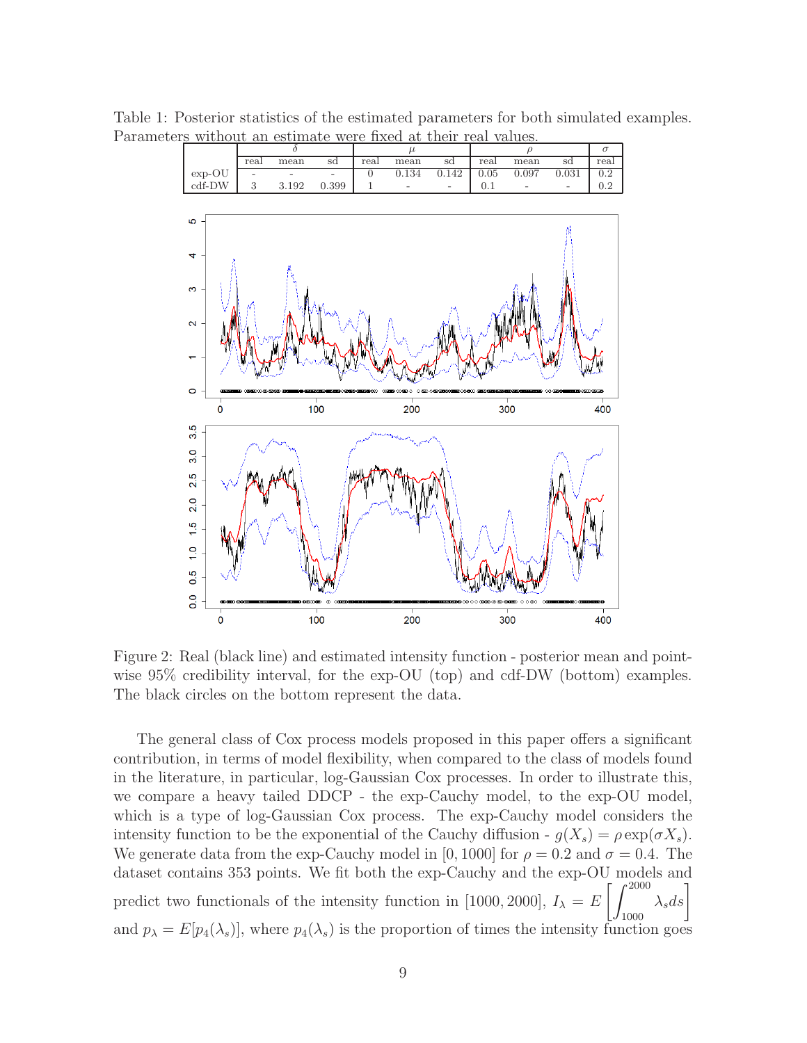Table 1: Posterior statistics of the estimated parameters for both simulated examples. Parameters without an estimate were fixed at their real values.

| | $\delta$ | | | $\mu$ | | | $\rho$ | | | $\sigma$ |
|---|---|---|---|---|---|---|---|---|---|---|
| | real | mean | sd | real | mean | sd | real | mean | sd | real |
| exp-OU | - | - | - | 0 | 0.134 | 0.142 | 0.05 | 0.097 | 0.031 | 0.2 |
| cdf-DW | 3 | 3.192 | 0.399 | 1 | - | - | 0.1 | - | - | 0.2 |

Figure 2: Real (black line) and estimated intensity function - posterior mean and pointwise 95% credibility interval, for the exp-OU (top) and cdf-DW (bottom) examples. The black circles on the bottom represent the data.

The general class of Cox process models proposed in this paper offers a significant contribution, in terms of model flexibility, when compared to the class of models found in the literature, in particular, log-Gaussian Cox processes. In order to illustrate this, we compare a heavy tailed DDCP - the exp-Cauchy model, to the exp-OU model, which is a type of log-Gaussian Cox process. The exp-Cauchy model considers the intensity function to be the exponential of the Cauchy diffusion - $g(X_s) = \rho \exp(\sigma X_s)$. We generate data from the exp-Cauchy model in $[0, 1000]$ for $\rho = 0.2$ and $\sigma = 0.4$. The dataset contains 353 points. We fit both the exp-Cauchy and the exp-OU models and predict two functionals of the intensity function in $[1000, 2000]$, $I_\lambda = E\left[\int_{1000}^{2000} \lambda_s ds\right]$ and $p_\lambda = E[p_4(\lambda_s)]$, where $p_4(\lambda_s)$ is the proportion of times the intensity function goes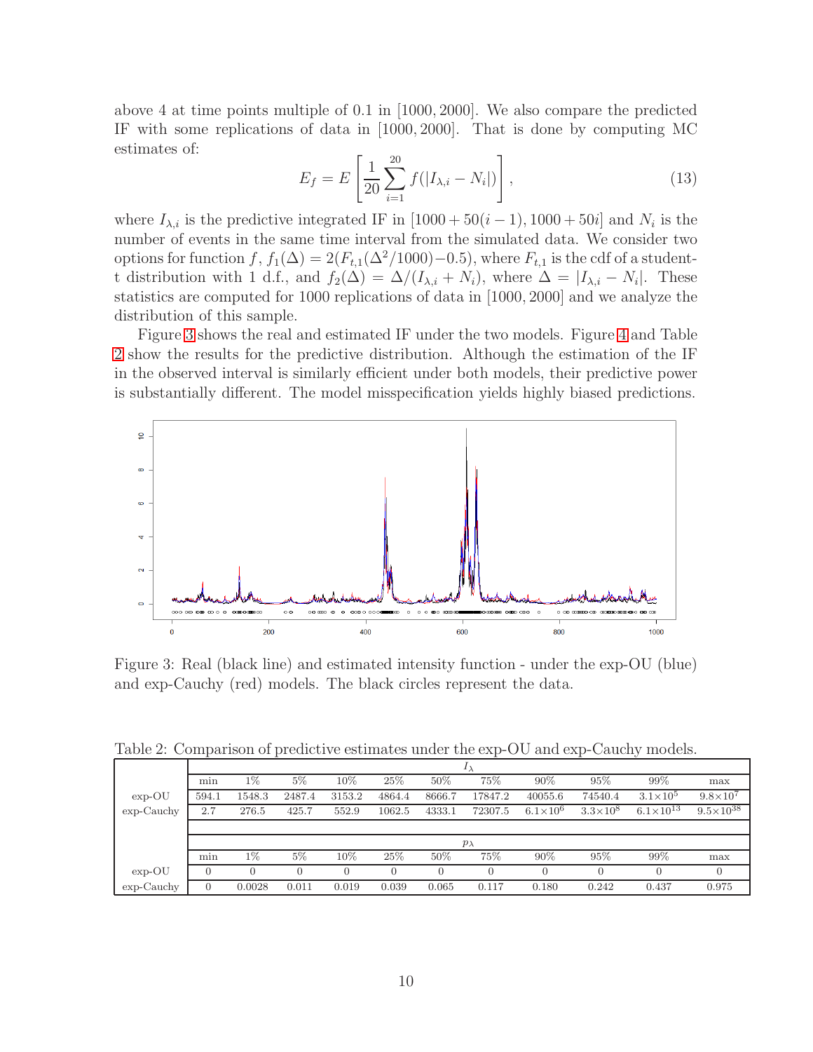above 4 at time points multiple of 0.1 in $[1000, 2000]$. We also compare the predicted IF with some replications of data in $[1000, 2000]$. That is done by computing MC estimates of:

$$E_f = E\left[\frac{1}{20}\sum_{i=1}^{20} f(|I_{\lambda,i} - N_i|)\right], \tag{13}$$

where $I_{\lambda,i}$ is the predictive integrated IF in $[1000 + 50(i-1), 1000 + 50i]$ and $N_i$ is the number of events in the same time interval from the simulated data. We consider two options for function $f$, $f_1(\Delta) = 2(F_{t,1}(\Delta^2/1000) - 0.5)$, where $F_{t,1}$ is the cdf of a student-t distribution with 1 d.f., and $f_2(\Delta) = \Delta/(I_{\lambda,i} + N_i)$, where $\Delta = |I_{\lambda,i} - N_i|$. These statistics are computed for 1000 replications of data in $[1000, 2000]$ and we analyze the distribution of this sample.

Figure 3 shows the real and estimated IF under the two models. Figure 4 and Table 2 show the results for the predictive distribution. Although the estimation of the IF in the observed interval is similarly efficient under both models, their predictive power is substantially different. The model misspecification yields highly biased predictions.

Figure 3: Real (black line) and estimated intensity function - under the exp-OU (blue) and exp-Cauchy (red) models. The black circles represent the data.

Table 2: Comparison of predictive estimates under the exp-OU and exp-Cauchy models.

| | $I_\lambda$ | | | | | | | | | | |
|---|---|---|---|---|---|---|---|---|---|---|---|
| | min | 1% | 5% | 10% | 25% | 50% | 75% | 90% | 95% | 99% | max |
| exp-OU | 594.1 | 1548.3 | 2487.4 | 3153.2 | 4864.4 | 8666.7 | 17847.2 | 40055.6 | 74540.4 | $3.1\times10^5$ | $9.8\times10^7$ |
| exp-Cauchy | 2.7 | 276.5 | 425.7 | 552.9 | 1062.5 | 4333.1 | 72307.5 | $6.1\times10^6$ | $3.3\times10^8$ | $6.1\times10^{13}$ | $9.5\times10^{38}$ |
| | $p_\lambda$ | | | | | | | | | | |
| | min | 1% | 5% | 10% | 25% | 50% | 75% | 90% | 95% | 99% | max |
| exp-OU | 0 | 0 | 0 | 0 | 0 | 0 | 0 | 0 | 0 | 0 | 0 |
| exp-Cauchy | 0 | 0.0028 | 0.011 | 0.019 | 0.039 | 0.065 | 0.117 | 0.180 | 0.242 | 0.437 | 0.975 |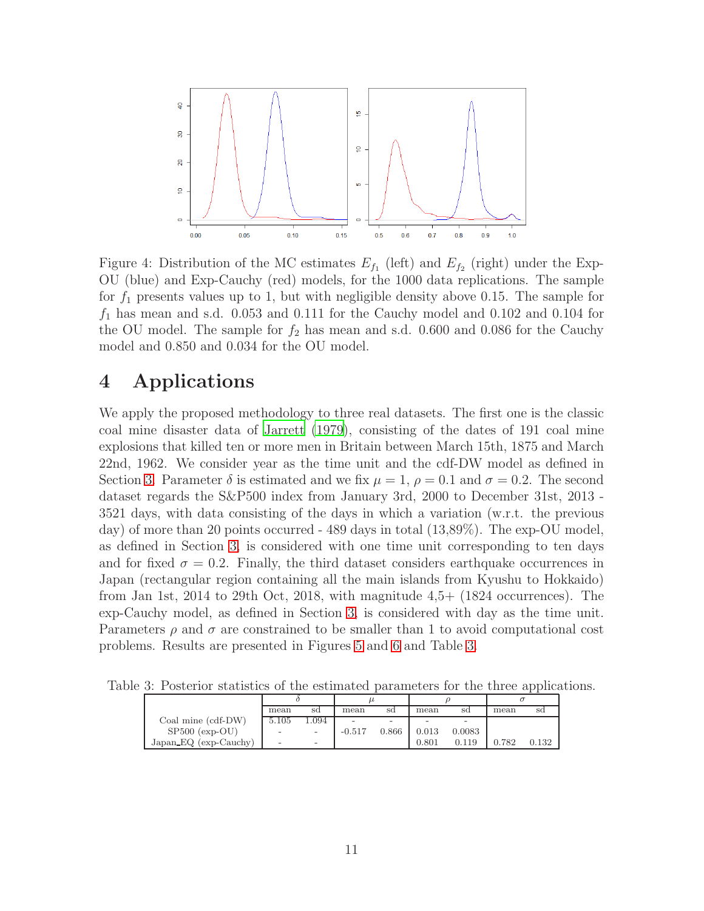Figure 4: Distribution of the MC estimates $E_{f_1}$ (left) and $E_{f_2}$ (right) under the Exp-OU (blue) and Exp-Cauchy (red) models, for the 1000 data replications. The sample for $f_1$ presents values up to 1, but with negligible density above 0.15. The sample for $f_1$ has mean and s.d. 0.053 and 0.111 for the Cauchy model and 0.102 and 0.104 for the OU model. The sample for $f_2$ has mean and s.d. 0.600 and 0.086 for the Cauchy model and 0.850 and 0.034 for the OU model.

# 4 Applications

We apply the proposed methodology to three real datasets. The first one is the classic coal mine disaster data of Jarrett (1979), consisting of the dates of 191 coal mine explosions that killed ten or more men in Britain between March 15th, 1875 and March 22nd, 1962. We consider year as the time unit and the cdf-DW model as defined in Section 3. Parameter $\delta$ is estimated and we fix $\mu = 1$, $\rho = 0.1$ and $\sigma = 0.2$. The second dataset regards the S&P500 index from January 3rd, 2000 to December 31st, 2013 - 3521 days, with data consisting of the days in which a variation (w.r.t. the previous day) of more than 20 points occurred - 489 days in total (13,89%). The exp-OU model, as defined in Section 3, is considered with one time unit corresponding to ten days and for fixed $\sigma = 0.2$. Finally, the third dataset considers earthquake occurrences in Japan (rectangular region containing all the main islands from Kyushu to Hokkaido) from Jan 1st, 2014 to 29th Oct, 2018, with magnitude 4,5+ (1824 occurrences). The exp-Cauchy model, as defined in Section 3, is considered with day as the time unit. Parameters $\rho$ and $\sigma$ are constrained to be smaller than 1 to avoid computational cost problems. Results are presented in Figures 5 and 6 and Table 3.

Table 3: Posterior statistics of the estimated parameters for the three applications.

| | $\delta$ | | $\mu$ | | $\rho$ | | $\sigma$ | |
|---|---|---|---|---|---|---|---|---|
| | mean | sd | mean | sd | mean | sd | mean | sd |
| Coal mine (cdf-DW) | 5.105 | 1.094 | - | - | - | - | | |
| SP500 (exp-OU) | - | - | -0.517 | 0.866 | 0.013 | 0.0083 | | |
| Japan_EQ (exp-Cauchy) | - | - | | | 0.801 | 0.119 | 0.782 | 0.132 |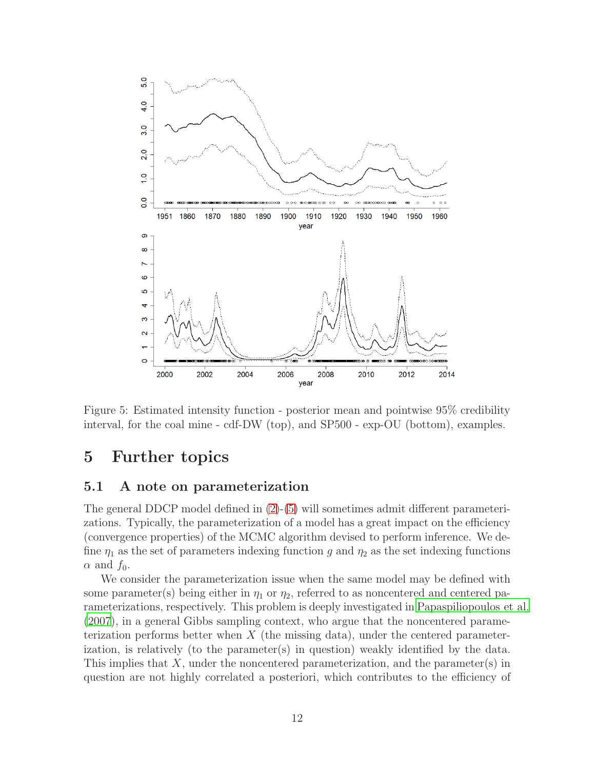Figure 5: Estimated intensity function - posterior mean and pointwise 95% credibility interval, for the coal mine - cdf-DW (top), and SP500 - exp-OU (bottom), examples.

# 5 Further topics

## 5.1 A note on parameterization

The general DDCP model defined in (2)-(5) will sometimes admit different parameterizations. Typically, the parameterization of a model has a great impact on the efficiency (convergence properties) of the MCMC algorithm devised to perform inference. We define $\eta_1$ as the set of parameters indexing function $g$ and $\eta_2$ as the set indexing functions $\alpha$ and $f_0$.

We consider the parameterization issue when the same model may be defined with some parameter(s) being either in $\eta_1$ or $\eta_2$, referred to as noncentered and centered parameterizations, respectively. This problem is deeply investigated in Papaspiliopoulos et al. (2007), in a general Gibbs sampling context, who argue that the noncentered parameterization performs better when $X$ (the missing data), under the centered parameterization, is relatively (to the parameter(s) in question) weakly identified by the data. This implies that $X$, under the noncentered parameterization, and the parameter(s) in question are not highly correlated a posteriori, which contributes to the efficiency of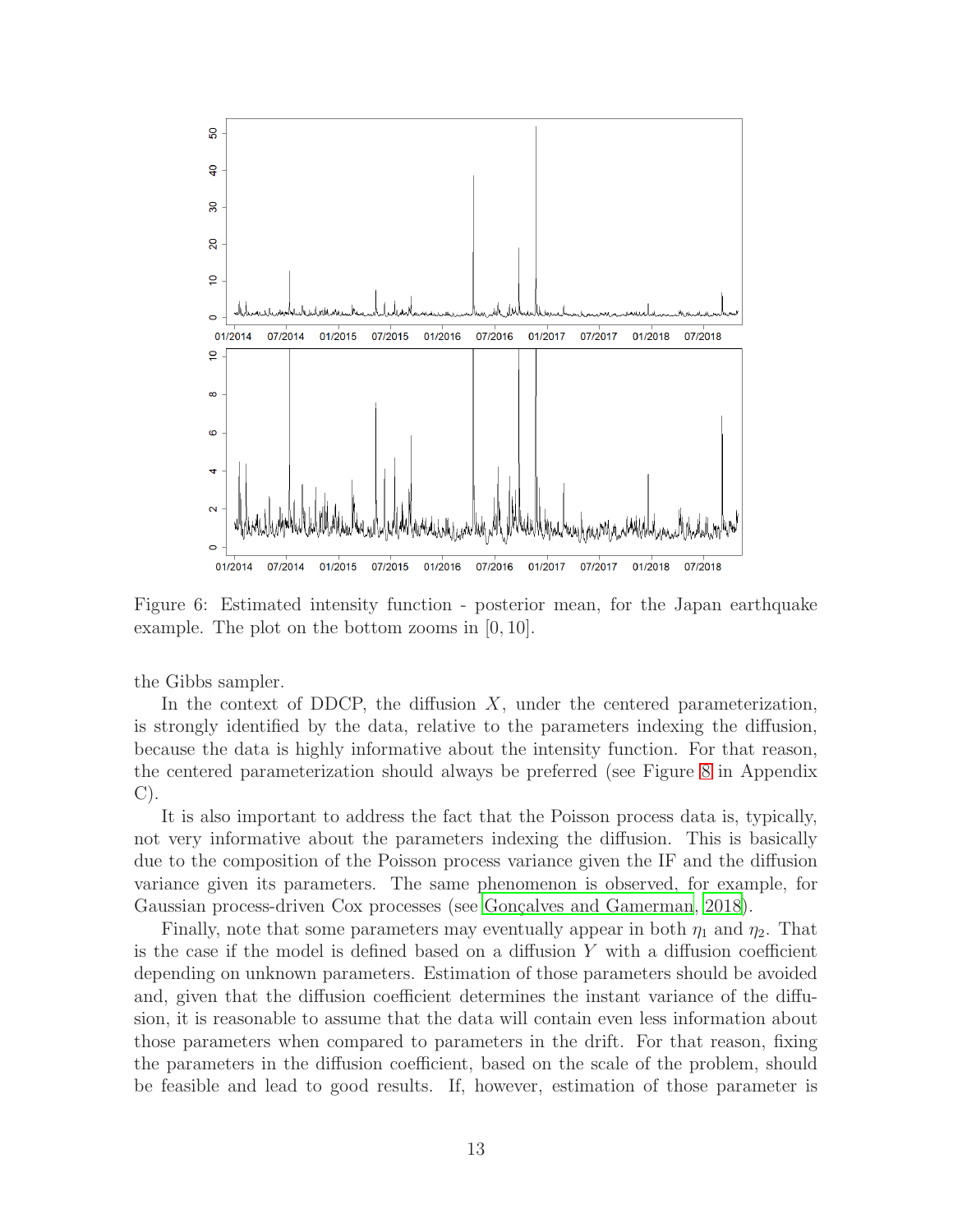Figure 6: Estimated intensity function - posterior mean, for the Japan earthquake example. The plot on the bottom zooms in $[0, 10]$.

the Gibbs sampler.

In the context of DDCP, the diffusion $X$, under the centered parameterization, is strongly identified by the data, relative to the parameters indexing the diffusion, because the data is highly informative about the intensity function. For that reason, the centered parameterization should always be preferred (see Figure 8 in Appendix C).

It is also important to address the fact that the Poisson process data is, typically, not very informative about the parameters indexing the diffusion. This is basically due to the composition of the Poisson process variance given the IF and the diffusion variance given its parameters. The same phenomenon is observed, for example, for Gaussian process-driven Cox processes (see Gonçalves and Gamerman, 2018).

Finally, note that some parameters may eventually appear in both $\eta_1$ and $\eta_2$. That is the case if the model is defined based on a diffusion $Y$ with a diffusion coefficient depending on unknown parameters. Estimation of those parameters should be avoided and, given that the diffusion coefficient determines the instant variance of the diffusion, it is reasonable to assume that the data will contain even less information about those parameters when compared to parameters in the drift. For that reason, fixing the parameters in the diffusion coefficient, based on the scale of the problem, should be feasible and lead to good results. If, however, estimation of those parameter is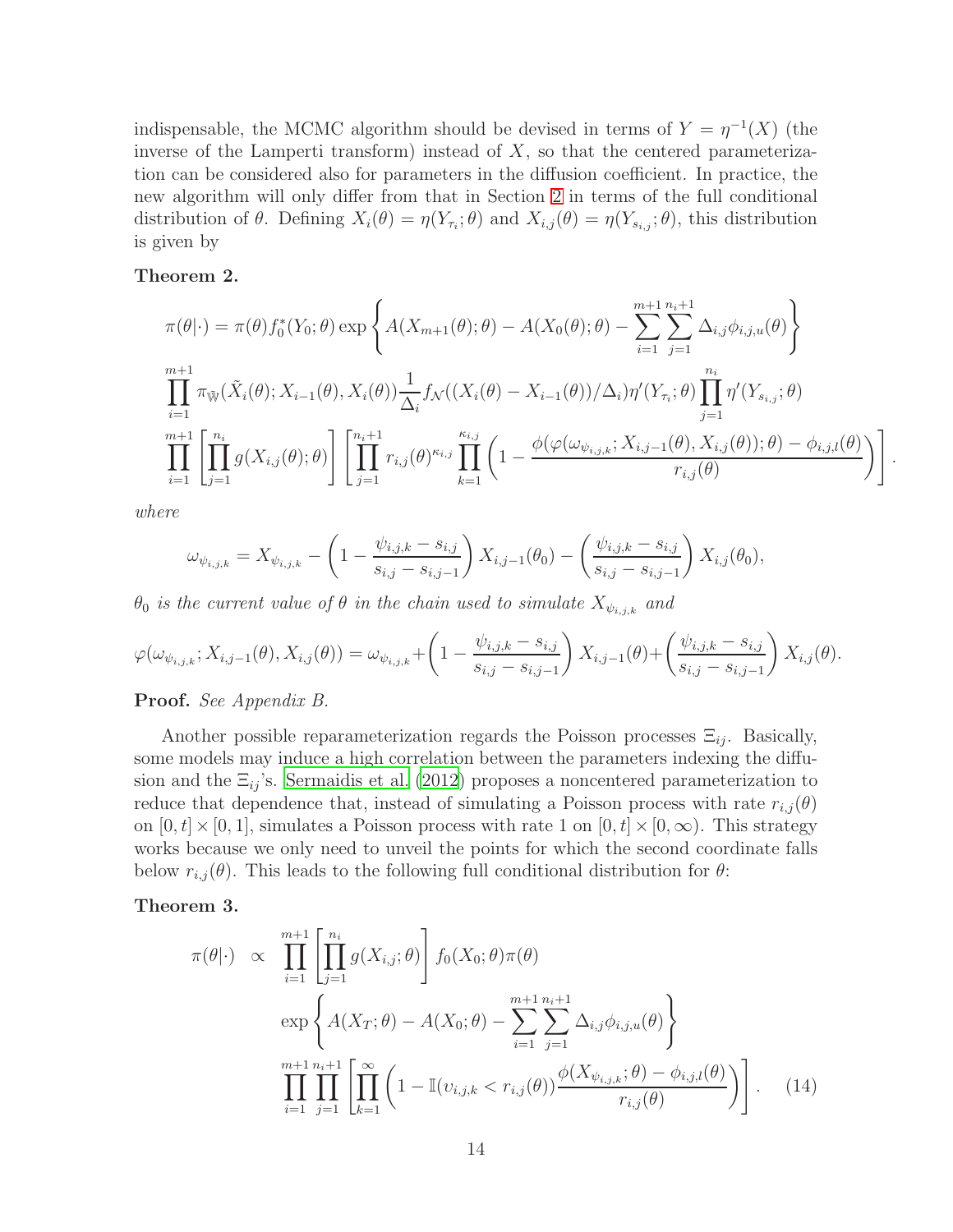indispensable, the MCMC algorithm should be devised in terms of $Y = \eta^{-1}(X)$ (the inverse of the Lamperti transform) instead of $X$, so that the centered parameterization can be considered also for parameters in the diffusion coefficient. In practice, the new algorithm will only differ from that in Section 2 in terms of the full conditional distribution of $\theta$. Defining $X_i(\theta) = \eta(Y_{\tau_i};\theta)$ and $X_{i,j}(\theta) = \eta(Y_{s_{i,j}};\theta)$, this distribution is given by

**Theorem 2.**

$$
\begin{aligned}
&\pi(\theta|\cdot) = \pi(\theta) f_0^*(Y_0;\theta) \exp\left\{A(X_{m+1}(\theta);\theta) - A(X_0(\theta);\theta) - \sum_{i=1}^{m+1}\sum_{j=1}^{n_i+1} \Delta_{i,j}\phi_{i,j,u}(\theta)\right\} \\
&\prod_{i=1}^{m+1} \pi_{\mathbb{W}}(\tilde{X}_i(\theta); X_{i-1}(\theta), X_i(\theta)) \frac{1}{\Delta_i} f_{\mathcal{N}}((X_i(\theta) - X_{i-1}(\theta))/\Delta_i) \eta'(Y_{\tau_i};\theta) \prod_{j=1}^{n_i} \eta'(Y_{s_{i,j}};\theta) \\
&\prod_{i=1}^{m+1}\left[\prod_{j=1}^{n_i} g(X_{i,j}(\theta);\theta)\right]\left[\prod_{j=1}^{n_i+1} r_{i,j}(\theta)^{\kappa_{i,j}} \prod_{k=1}^{\kappa_{i,j}} \left(1 - \frac{\phi(\varphi(\omega_{\psi_{i,j,k}}; X_{i,j-1}(\theta), X_{i,j}(\theta));\theta) - \phi_{i,j,l}(\theta)}{r_{i,j}(\theta)}\right)\right].
\end{aligned}
$$

*where*

$$
\omega_{\psi_{i,j,k}} = X_{\psi_{i,j,k}} - \left(1 - \frac{\psi_{i,j,k} - s_{i,j}}{s_{i,j} - s_{i,j-1}}\right) X_{i,j-1}(\theta_0) - \left(\frac{\psi_{i,j,k} - s_{i,j}}{s_{i,j} - s_{i,j-1}}\right) X_{i,j}(\theta_0),
$$

*$\theta_0$ is the current value of $\theta$ in the chain used to simulate $X_{\psi_{i,j,k}}$ and*

$$
\varphi(\omega_{\psi_{i,j,k}}; X_{i,j-1}(\theta), X_{i,j}(\theta)) = \omega_{\psi_{i,j,k}} + \left(1 - \frac{\psi_{i,j,k} - s_{i,j}}{s_{i,j} - s_{i,j-1}}\right) X_{i,j-1}(\theta) + \left(\frac{\psi_{i,j,k} - s_{i,j}}{s_{i,j} - s_{i,j-1}}\right) X_{i,j}(\theta).
$$

**Proof.** *See Appendix B.*

Another possible reparameterization regards the Poisson processes $\Xi_{ij}$. Basically, some models may induce a high correlation between the parameters indexing the diffusion and the $\Xi_{ij}$'s. Sermaidis et al. (2012) proposes a noncentered parameterization to reduce that dependence that, instead of simulating a Poisson process with rate $r_{i,j}(\theta)$ on $[0,t] \times [0,1]$, simulates a Poisson process with rate 1 on $[0,t] \times [0,\infty)$. This strategy works because we only need to unveil the points for which the second coordinate falls below $r_{i,j}(\theta)$. This leads to the following full conditional distribution for $\theta$:

**Theorem 3.**

$$
\begin{aligned}
\pi(\theta|\cdot) \;\propto\; & \prod_{i=1}^{m+1}\left[\prod_{j=1}^{n_i} g(X_{i,j};\theta)\right] f_0(X_0;\theta)\pi(\theta) \\
& \exp\left\{A(X_T;\theta) - A(X_0;\theta) - \sum_{i=1}^{m+1}\sum_{j=1}^{n_i+1} \Delta_{i,j}\phi_{i,j,u}(\theta)\right\} \\
& \prod_{i=1}^{m+1}\prod_{j=1}^{n_i+1}\left[\prod_{k=1}^{\infty}\left(1 - \mathbb{I}(\upsilon_{i,j,k} < r_{i,j}(\theta)) \frac{\phi(X_{\psi_{i,j,k}};\theta) - \phi_{i,j,l}(\theta)}{r_{i,j}(\theta)}\right)\right]. \qquad (14)
\end{aligned}
$$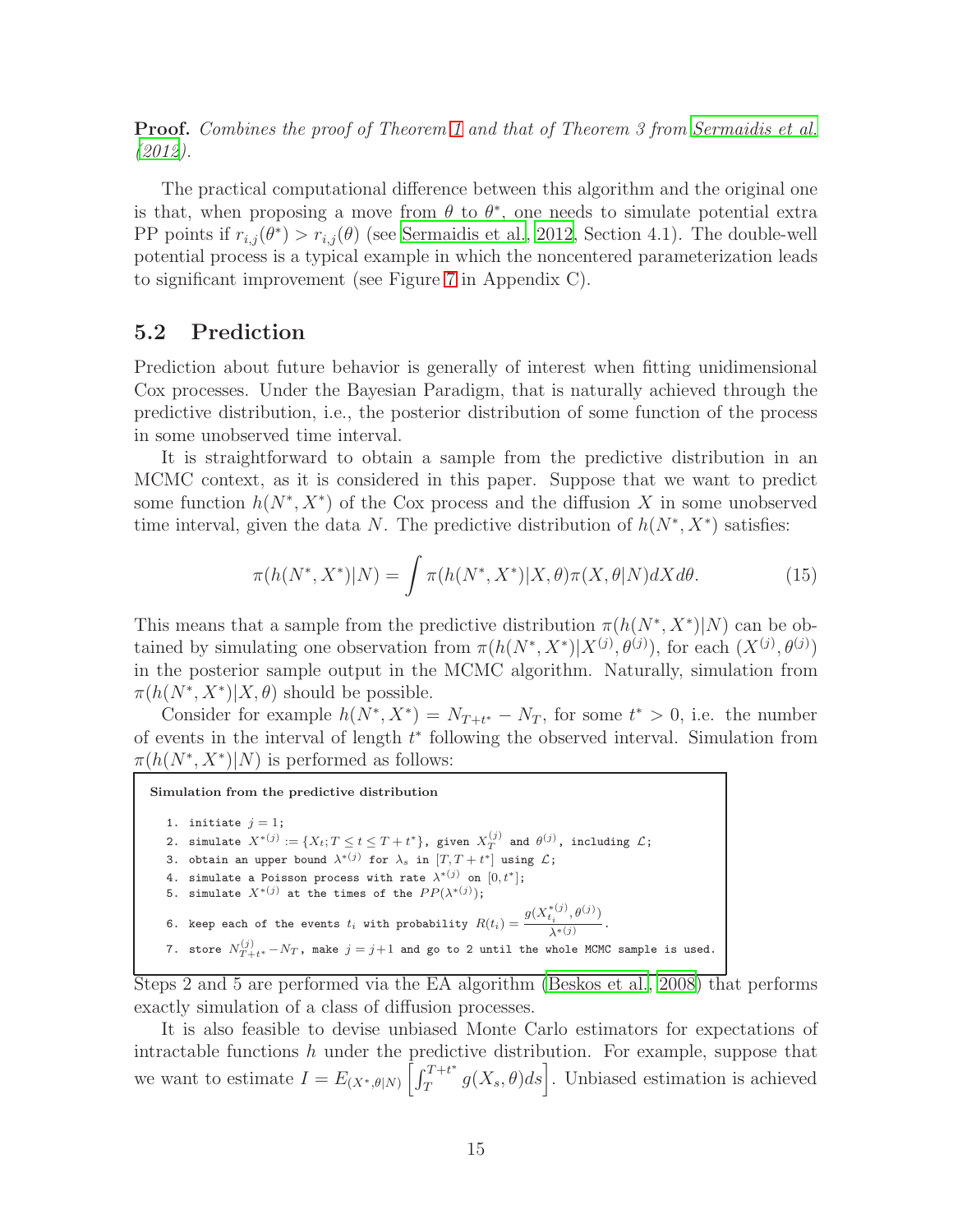**Proof.** *Combines the proof of Theorem 1 and that of Theorem 3 from Sermaidis et al. (2012).*

The practical computational difference between this algorithm and the original one is that, when proposing a move from $\theta$ to $\theta^*$, one needs to simulate potential extra PP points if $r_{i,j}(\theta^*) > r_{i,j}(\theta)$ (see Sermaidis et al., 2012, Section 4.1). The double-well potential process is a typical example in which the noncentered parameterization leads to significant improvement (see Figure 7 in Appendix C).

## 5.2 Prediction

Prediction about future behavior is generally of interest when fitting unidimensional Cox processes. Under the Bayesian Paradigm, that is naturally achieved through the predictive distribution, i.e., the posterior distribution of some function of the process in some unobserved time interval.

It is straightforward to obtain a sample from the predictive distribution in an MCMC context, as it is considered in this paper. Suppose that we want to predict some function $h(N^*, X^*)$ of the Cox process and the diffusion $X$ in some unobserved time interval, given the data $N$. The predictive distribution of $h(N^*, X^*)$ satisfies:

$$\pi(h(N^*, X^*)|N) = \int \pi(h(N^*, X^*)|X, \theta)\pi(X, \theta|N)dXd\theta. \tag{15}$$

This means that a sample from the predictive distribution $\pi(h(N^*, X^*)|N)$ can be obtained by simulating one observation from $\pi(h(N^*, X^*)|X^{(j)}, \theta^{(j)})$, for each $(X^{(j)}, \theta^{(j)})$ in the posterior sample output in the MCMC algorithm. Naturally, simulation from $\pi(h(N^*, X^*)|X, \theta)$ should be possible.

Consider for example $h(N^*, X^*) = N_{T+t^*} - N_T$, for some $t^* > 0$, i.e. the number of events in the interval of length $t^*$ following the observed interval. Simulation from $\pi(h(N^*, X^*)|N)$ is performed as follows:

**Simulation from the predictive distribution**

1. initiate $j = 1$;
2. simulate $X^{*(j)} := \{X_t; T \leq t \leq T + t^*\}$, given $X_T^{(j)}$ and $\theta^{(j)}$, including $\mathcal{L}$;
3. obtain an upper bound $\lambda^{*(j)}$ for $\lambda_s$ in $[T, T + t^*]$ using $\mathcal{L}$;
4. simulate a Poisson process with rate $\lambda^{*(j)}$ on $[0, t^*]$;
5. simulate $X^{*(j)}$ at the times of the $PP(\lambda^{*(j)})$;
6. keep each of the events $t_i$ with probability $R(t_i) = \dfrac{g(X_{t_i}^{*(j)}, \theta^{(j)})}{\lambda^{*(j)}}$.
7. store $N_{T+t^*}^{(j)} - N_T$, make $j = j+1$ and go to 2 until the whole MCMC sample is used.

Steps 2 and 5 are performed via the EA algorithm (Beskos et al., 2008) that performs exactly simulation of a class of diffusion processes.

It is also feasible to devise unbiased Monte Carlo estimators for expectations of intractable functions $h$ under the predictive distribution. For example, suppose that we want to estimate $I = E_{(X^*, \theta|N)}\left[\int_T^{T+t^*} g(X_s, \theta)ds\right]$. Unbiased estimation is achieved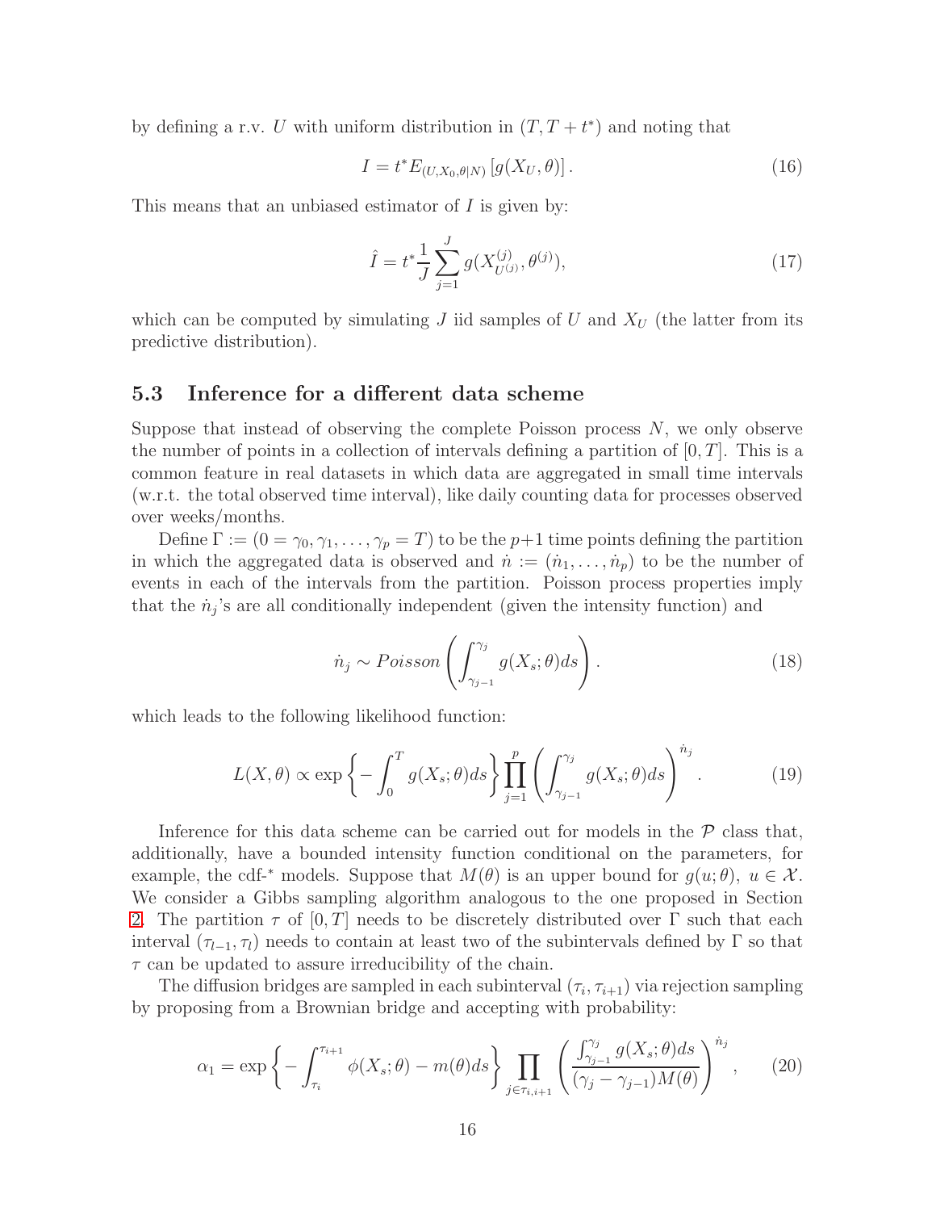by defining a r.v. $U$ with uniform distribution in $(T, T+t^*)$ and noting that

$$I = t^* E_{(U,X_0,\theta|N)}\left[g(X_U,\theta)\right]. \tag{16}$$

This means that an unbiased estimator of $I$ is given by:

$$\hat{I} = t^* \frac{1}{J}\sum_{j=1}^{J} g(X^{(j)}_{U^{(j)}}, \theta^{(j)}), \tag{17}$$

which can be computed by simulating $J$ iid samples of $U$ and $X_U$ (the latter from its predictive distribution).

### 5.3 Inference for a different data scheme

Suppose that instead of observing the complete Poisson process $N$, we only observe the number of points in a collection of intervals defining a partition of $[0, T]$. This is a common feature in real datasets in which data are aggregated in small time intervals (w.r.t. the total observed time interval), like daily counting data for processes observed over weeks/months.

Define $\Gamma := (0 = \gamma_0, \gamma_1, \ldots, \gamma_p = T)$ to be the $p+1$ time points defining the partition in which the aggregated data is observed and $\dot{n} := (\dot{n}_1, \ldots, \dot{n}_p)$ to be the number of events in each of the intervals from the partition. Poisson process properties imply that the $\dot{n}_j$'s are all conditionally independent (given the intensity function) and

$$\dot{n}_j \sim Poisson\left(\int_{\gamma_{j-1}}^{\gamma_j} g(X_s;\theta)ds\right). \tag{18}$$

which leads to the following likelihood function:

$$L(X,\theta) \propto \exp\left\{-\int_0^T g(X_s;\theta)ds\right\}\prod_{j=1}^{p}\left(\int_{\gamma_{j-1}}^{\gamma_j} g(X_s;\theta)ds\right)^{\dot{n}_j}. \tag{19}$$

Inference for this data scheme can be carried out for models in the $\mathcal{P}$ class that, additionally, have a bounded intensity function conditional on the parameters, for example, the cdf-* models. Suppose that $M(\theta)$ is an upper bound for $g(u;\theta)$, $u \in \mathcal{X}$. We consider a Gibbs sampling algorithm analogous to the one proposed in Section 2. The partition $\tau$ of $[0, T]$ needs to be discretely distributed over $\Gamma$ such that each interval $(\tau_{l-1}, \tau_l)$ needs to contain at least two of the subintervals defined by $\Gamma$ so that $\tau$ can be updated to assure irreducibility of the chain.

The diffusion bridges are sampled in each subinterval $(\tau_i, \tau_{i+1})$ via rejection sampling by proposing from a Brownian bridge and accepting with probability:

$$\alpha_1 = \exp\left\{-\int_{\tau_i}^{\tau_{i+1}} \phi(X_s;\theta) - m(\theta)ds\right\}\prod_{j\in\tau_{i,i+1}}\left(\frac{\int_{\gamma_{j-1}}^{\gamma_j} g(X_s;\theta)ds}{(\gamma_j - \gamma_{j-1})M(\theta)}\right)^{\dot{n}_j}, \tag{20}$$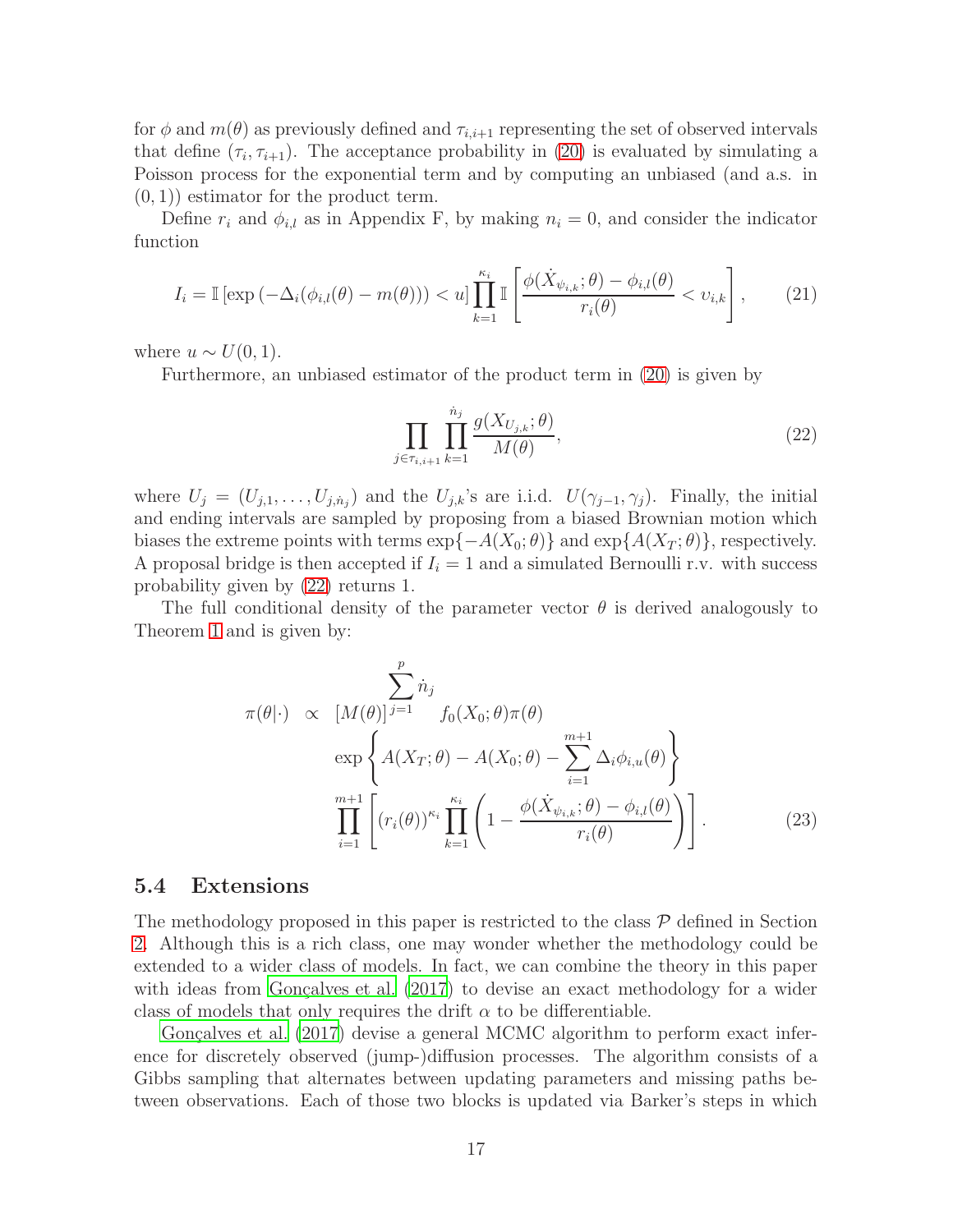for $\phi$ and $m(\theta)$ as previously defined and $\tau_{i,i+1}$ representing the set of observed intervals that define $(\tau_i, \tau_{i+1})$. The acceptance probability in (20) is evaluated by simulating a Poisson process for the exponential term and by computing an unbiased (and a.s. in $(0,1)$) estimator for the product term.

Define $r_i$ and $\phi_{i,l}$ as in Appendix F, by making $n_i = 0$, and consider the indicator function

$$I_i = \mathbb{I}\left[\exp\left(-\Delta_i(\phi_{i,l}(\theta) - m(\theta))\right) < u\right] \prod_{k=1}^{\kappa_i} \mathbb{I}\left[\frac{\phi(\dot{X}_{\psi_{i,k}};\theta) - \phi_{i,l}(\theta)}{r_i(\theta)} < \upsilon_{i,k}\right], \qquad (21)$$

where $u \sim U(0,1)$.

Furthermore, an unbiased estimator of the product term in (20) is given by

$$\prod_{j \in \tau_{i,i+1}} \prod_{k=1}^{\dot{n}_j} \frac{g(X_{U_{j,k}};\theta)}{M(\theta)}, \qquad (22)$$

where $U_j = (U_{j,1}, \ldots, U_{j,\dot{n}_j})$ and the $U_{j,k}$'s are i.i.d. $U(\gamma_{j-1}, \gamma_j)$. Finally, the initial and ending intervals are sampled by proposing from a biased Brownian motion which biases the extreme points with terms $\exp\{-A(X_0;\theta)\}$ and $\exp\{A(X_T;\theta)\}$, respectively. A proposal bridge is then accepted if $I_i = 1$ and a simulated Bernoulli r.v. with success probability given by (22) returns 1.

The full conditional density of the parameter vector $\theta$ is derived analogously to Theorem 1 and is given by:

$$\begin{aligned}
\pi(\theta|\cdot) \;\propto\; & [M(\theta)]^{\sum_{j=1}^{p} \dot{n}_j} f_0(X_0;\theta)\pi(\theta) \\
& \exp\left\{A(X_T;\theta) - A(X_0;\theta) - \sum_{i=1}^{m+1} \Delta_i \phi_{i,u}(\theta)\right\} \\
& \prod_{i=1}^{m+1}\left[(r_i(\theta))^{\kappa_i} \prod_{k=1}^{\kappa_i}\left(1 - \frac{\phi(\dot{X}_{\psi_{i,k}};\theta) - \phi_{i,l}(\theta)}{r_i(\theta)}\right)\right].
\end{aligned} \qquad (23)$$

### 5.4 Extensions

The methodology proposed in this paper is restricted to the class $\mathcal{P}$ defined in Section 2. Although this is a rich class, one may wonder whether the methodology could be extended to a wider class of models. In fact, we can combine the theory in this paper with ideas from Gonçalves et al. (2017) to devise an exact methodology for a wider class of models that only requires the drift $\alpha$ to be differentiable.

Gonçalves et al. (2017) devise a general MCMC algorithm to perform exact inference for discretely observed (jump-)diffusion processes. The algorithm consists of a Gibbs sampling that alternates between updating parameters and missing paths between observations. Each of those two blocks is updated via Barker's steps in which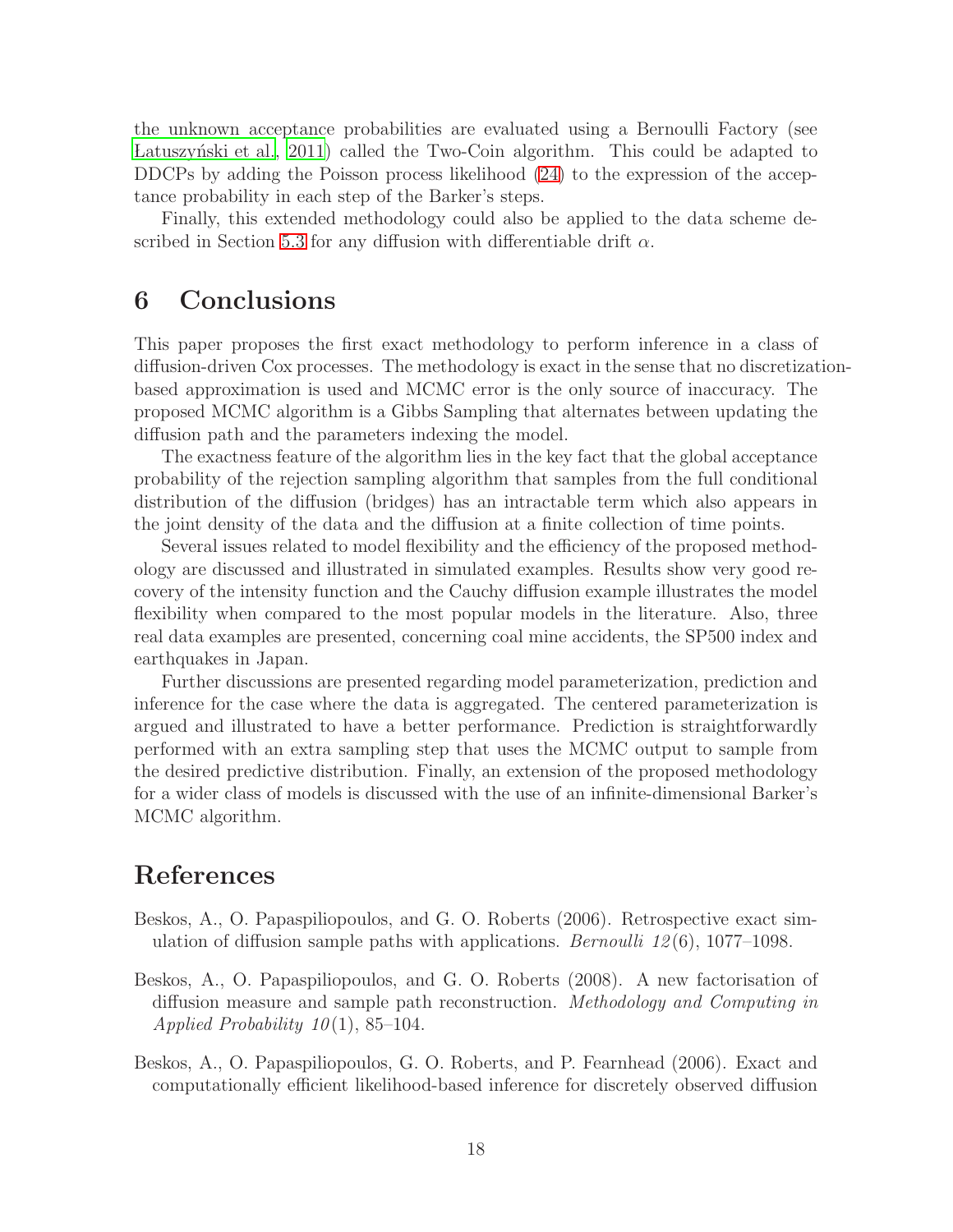the unknown acceptance probabilities are evaluated using a Bernoulli Factory (see Latuszyński et al., 2011) called the Two-Coin algorithm. This could be adapted to DDCPs by adding the Poisson process likelihood (24) to the expression of the acceptance probability in each step of the Barker's steps.

Finally, this extended methodology could also be applied to the data scheme described in Section 5.3 for any diffusion with differentiable drift $\alpha$.

# 6 Conclusions

This paper proposes the first exact methodology to perform inference in a class of diffusion-driven Cox processes. The methodology is exact in the sense that no discretization-based approximation is used and MCMC error is the only source of inaccuracy. The proposed MCMC algorithm is a Gibbs Sampling that alternates between updating the diffusion path and the parameters indexing the model.

The exactness feature of the algorithm lies in the key fact that the global acceptance probability of the rejection sampling algorithm that samples from the full conditional distribution of the diffusion (bridges) has an intractable term which also appears in the joint density of the data and the diffusion at a finite collection of time points.

Several issues related to model flexibility and the efficiency of the proposed methodology are discussed and illustrated in simulated examples. Results show very good recovery of the intensity function and the Cauchy diffusion example illustrates the model flexibility when compared to the most popular models in the literature. Also, three real data examples are presented, concerning coal mine accidents, the SP500 index and earthquakes in Japan.

Further discussions are presented regarding model parameterization, prediction and inference for the case where the data is aggregated. The centered parameterization is argued and illustrated to have a better performance. Prediction is straightforwardly performed with an extra sampling step that uses the MCMC output to sample from the desired predictive distribution. Finally, an extension of the proposed methodology for a wider class of models is discussed with the use of an infinite-dimensional Barker's MCMC algorithm.

# References

Beskos, A., O. Papaspiliopoulos, and G. O. Roberts (2006). Retrospective exact simulation of diffusion sample paths with applications. *Bernoulli 12*(6), 1077–1098.

Beskos, A., O. Papaspiliopoulos, and G. O. Roberts (2008). A new factorisation of diffusion measure and sample path reconstruction. *Methodology and Computing in Applied Probability 10*(1), 85–104.

Beskos, A., O. Papaspiliopoulos, G. O. Roberts, and P. Fearnhead (2006). Exact and computationally efficient likelihood-based inference for discretely observed diffusion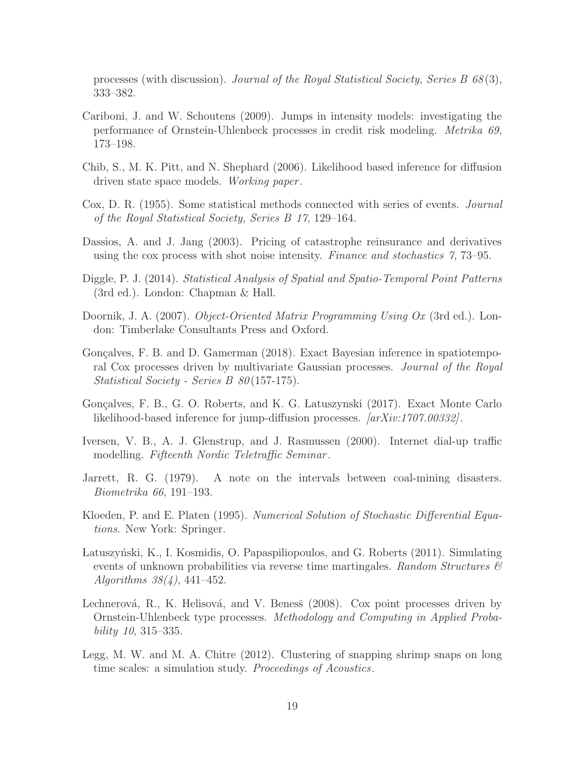processes (with discussion). *Journal of the Royal Statistical Society, Series B 68*(3), 333–382.

Cariboni, J. and W. Schoutens (2009). Jumps in intensity models: investigating the performance of Ornstein-Uhlenbeck processes in credit risk modeling. *Metrika 69*, 173–198.

Chib, S., M. K. Pitt, and N. Shephard (2006). Likelihood based inference for diffusion driven state space models. *Working paper*.

Cox, D. R. (1955). Some statistical methods connected with series of events. *Journal of the Royal Statistical Society, Series B 17*, 129–164.

Dassios, A. and J. Jang (2003). Pricing of catastrophe reinsurance and derivatives using the cox process with shot noise intensity. *Finance and stochastics 7*, 73–95.

Diggle, P. J. (2014). *Statistical Analysis of Spatial and Spatio-Temporal Point Patterns* (3rd ed.). London: Chapman & Hall.

Doornik, J. A. (2007). *Object-Oriented Matrix Programming Using Ox* (3rd ed.). London: Timberlake Consultants Press and Oxford.

Gonçalves, F. B. and D. Gamerman (2018). Exact Bayesian inference in spatiotemporal Cox processes driven by multivariate Gaussian processes. *Journal of the Royal Statistical Society - Series B 80*(157-175).

Gonçalves, F. B., G. O. Roberts, and K. G. Łatuszynski (2017). Exact Monte Carlo likelihood-based inference for jump-diffusion processes. *[arXiv:1707.00332]*.

Iversen, V. B., A. J. Glenstrup, and J. Rasmussen (2000). Internet dial-up traffic modelling. *Fifteenth Nordic Teletraffic Seminar*.

Jarrett, R. G. (1979). A note on the intervals between coal-mining disasters. *Biometrika 66*, 191–193.

Kloeden, P. and E. Platen (1995). *Numerical Solution of Stochastic Differential Equations*. New York: Springer.

Łatuszyński, K., I. Kosmidis, O. Papaspiliopoulos, and G. Roberts (2011). Simulating events of unknown probabilities via reverse time martingales. *Random Structures & Algorithms 38(4)*, 441–452.

Lechnerová, R., K. Helisová, and V. Benesš (2008). Cox point processes driven by Ornstein-Uhlenbeck type processes. *Methodology and Computing in Applied Probability 10*, 315–335.

Legg, M. W. and M. A. Chitre (2012). Clustering of snapping shrimp snaps on long time scales: a simulation study. *Proceedings of Acoustics*.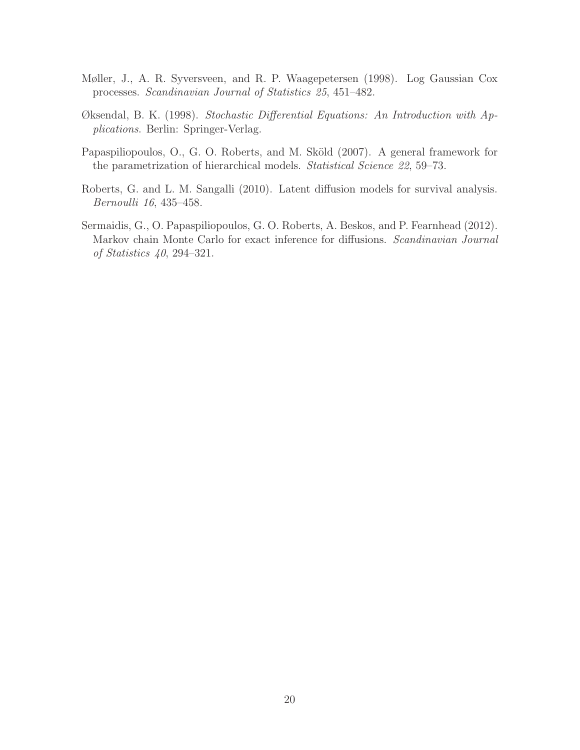Møller, J., A. R. Syversveen, and R. P. Waagepetersen (1998). Log Gaussian Cox processes. *Scandinavian Journal of Statistics 25*, 451–482.

Øksendal, B. K. (1998). *Stochastic Differential Equations: An Introduction with Applications*. Berlin: Springer-Verlag.

Papaspiliopoulos, O., G. O. Roberts, and M. Sköld (2007). A general framework for the parametrization of hierarchical models. *Statistical Science 22*, 59–73.

Roberts, G. and L. M. Sangalli (2010). Latent diffusion models for survival analysis. *Bernoulli 16*, 435–458.

Sermaidis, G., O. Papaspiliopoulos, G. O. Roberts, A. Beskos, and P. Fearnhead (2012). Markov chain Monte Carlo for exact inference for diffusions. *Scandinavian Journal of Statistics 40*, 294–321.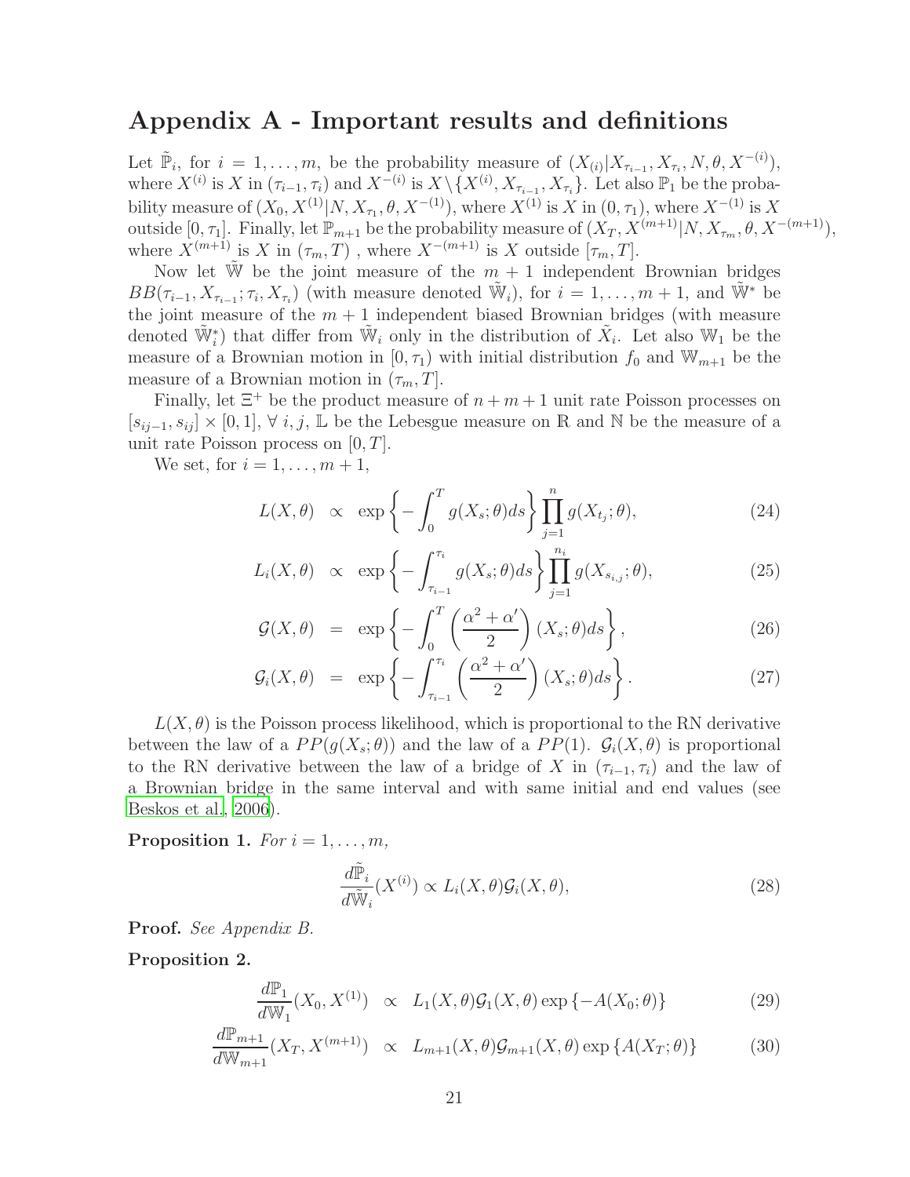# Appendix A - Important results and definitions

Let $\tilde{\mathbb{P}}_i$, for $i = 1, \ldots, m$, be the probability measure of $(X_{(i)}|X_{\tau_{i-1}}, X_{\tau_i}, N, \theta, X^{-(i)})$, where $X^{(i)}$ is $X$ in $(\tau_{i-1}, \tau_i)$ and $X^{-(i)}$ is $X \setminus \{X^{(i)}, X_{\tau_{i-1}}, X_{\tau_i}\}$. Let also $\mathbb{P}_1$ be the probability measure of $(X_0, X^{(1)}|N, X_{\tau_1}, \theta, X^{-(1)})$, where $X^{(1)}$ is $X$ in $(0, \tau_1)$, where $X^{-(1)}$ is $X$ outside $[0, \tau_1]$. Finally, let $\mathbb{P}_{m+1}$ be the probability measure of $(X_T, X^{(m+1)}|N, X_{\tau_m}, \theta, X^{-(m+1)})$, where $X^{(m+1)}$ is $X$ in $(\tau_m, T)$ , where $X^{-(m+1)}$ is $X$ outside $[\tau_m, T]$.

Now let $\tilde{\mathbb{W}}$ be the joint measure of the $m+1$ independent Brownian bridges $BB(\tau_{i-1}, X_{\tau_{i-1}}; \tau_i, X_{\tau_i})$ (with measure denoted $\tilde{\mathbb{W}}_i$), for $i = 1, \ldots, m+1$, and $\tilde{\mathbb{W}}^*$ be the joint measure of the $m+1$ independent biased Brownian bridges (with measure denoted $\tilde{\mathbb{W}}_i^*$) that differ from $\tilde{\mathbb{W}}_i$ only in the distribution of $\tilde{X}_i$. Let also $\mathbb{W}_1$ be the measure of a Brownian motion in $[0, \tau_1)$ with initial distribution $f_0$ and $\mathbb{W}_{m+1}$ be the measure of a Brownian motion in $(\tau_m, T]$.

Finally, let $\Xi^+$ be the product measure of $n+m+1$ unit rate Poisson processes on $[s_{ij-1}, s_{ij}] \times [0, 1]$, $\forall\ i, j$, $\mathbb{L}$ be the Lebesgue measure on $\mathbb{R}$ and $\mathbb{N}$ be the measure of a unit rate Poisson process on $[0, T]$.

We set, for $i = 1, \ldots, m+1$,

$$L(X, \theta) \;\propto\; \exp\left\{-\int_0^T g(X_s; \theta) ds\right\} \prod_{j=1}^{n} g(X_{t_j}; \theta), \tag{24}$$

$$L_i(X, \theta) \;\propto\; \exp\left\{-\int_{\tau_{i-1}}^{\tau_i} g(X_s; \theta) ds\right\} \prod_{j=1}^{n_i} g(X_{s_{i,j}}; \theta), \tag{25}$$

$$\mathcal{G}(X, \theta) \;=\; \exp\left\{-\int_0^T \left(\frac{\alpha^2 + \alpha'}{2}\right)(X_s; \theta) ds\right\}, \tag{26}$$

$$\mathcal{G}_i(X, \theta) \;=\; \exp\left\{-\int_{\tau_{i-1}}^{\tau_i} \left(\frac{\alpha^2 + \alpha'}{2}\right)(X_s; \theta) ds\right\}. \tag{27}$$

$L(X, \theta)$ is the Poisson process likelihood, which is proportional to the RN derivative between the law of a $PP(g(X_s; \theta))$ and the law of a $PP(1)$. $\mathcal{G}_i(X, \theta)$ is proportional to the RN derivative between the law of a bridge of $X$ in $(\tau_{i-1}, \tau_i)$ and the law of a Brownian bridge in the same interval and with same initial and end values (see Beskos et al., 2006).

**Proposition 1.** *For* $i = 1, \ldots, m$,

$$\frac{d\tilde{\mathbb{P}}_i}{d\tilde{\mathbb{W}}_i}(X^{(i)}) \propto L_i(X, \theta)\mathcal{G}_i(X, \theta), \tag{28}$$

**Proof.** *See Appendix B.*

**Proposition 2.**

$$\frac{d\mathbb{P}_1}{d\mathbb{W}_1}(X_0, X^{(1)}) \;\propto\; L_1(X, \theta)\mathcal{G}_1(X, \theta) \exp\{-A(X_0; \theta)\} \tag{29}$$

$$\frac{d\mathbb{P}_{m+1}}{d\mathbb{W}_{m+1}}(X_T, X^{(m+1)}) \;\propto\; L_{m+1}(X, \theta)\mathcal{G}_{m+1}(X, \theta) \exp\{A(X_T; \theta)\} \tag{30}$$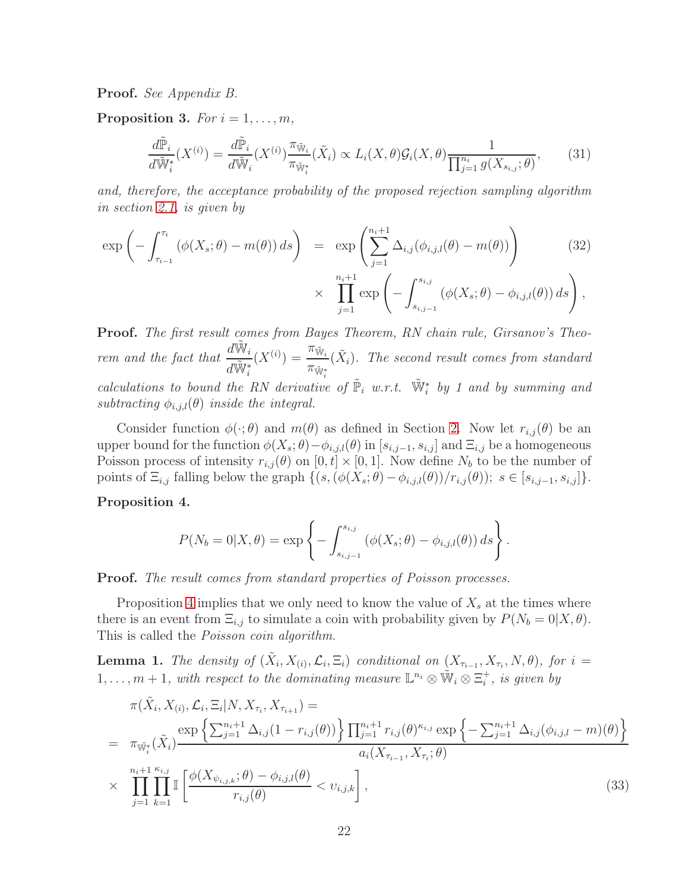**Proof.** *See Appendix B.*

**Proposition 3.** *For $i = 1, \dots, m$,*

$$\frac{d\tilde{\mathbb{P}}_i}{d\tilde{\mathbb{W}}_i^*}(X^{(i)}) = \frac{d\tilde{\mathbb{P}}_i}{d\tilde{\mathbb{W}}_i}(X^{(i)}) \frac{\pi_{\tilde{\mathbb{W}}_i}}{\pi_{\tilde{\mathbb{W}}_i^*}}(\tilde{X}_i) \propto L_i(X,\theta)\mathcal{G}_i(X,\theta)\frac{1}{\prod_{j=1}^{n_i} g(X_{s_{i,j}};\theta)}, \tag{31}$$

*and, therefore, the acceptance probability of the proposed rejection sampling algorithm in section 2.1, is given by*

$$\begin{aligned}\exp\left(-\int_{\tau_{i-1}}^{\tau_i}\left(\phi(X_s;\theta)-m(\theta)\right)ds\right) &= \exp\left(\sum_{j=1}^{n_i+1}\Delta_{i,j}(\phi_{i,j,l}(\theta)-m(\theta))\right) \\ &\times \prod_{j=1}^{n_i+1}\exp\left(-\int_{s_{i,j-1}}^{s_{i,j}}\left(\phi(X_s;\theta)-\phi_{i,j,l}(\theta)\right)ds\right),\end{aligned} \tag{32}$$

**Proof.** *The first result comes from Bayes Theorem, RN chain rule, Girsanov's Theorem and the fact that $\frac{d\tilde{\mathbb{W}}_i}{d\tilde{\mathbb{W}}_i^*}(X^{(i)}) = \frac{\pi_{\tilde{\mathbb{W}}_i}}{\pi_{\tilde{\mathbb{W}}_i^*}}(\tilde{X}_i)$. The second result comes from standard calculations to bound the RN derivative of $\tilde{\mathbb{P}}_i$ w.r.t. $\tilde{\mathbb{W}}_i^*$ by 1 and by summing and subtracting $\phi_{i,j,l}(\theta)$ inside the integral.*

Consider function $\phi(\cdot;\theta)$ and $m(\theta)$ as defined in Section 2. Now let $r_{i,j}(\theta)$ be an upper bound for the function $\phi(X_s;\theta)-\phi_{i,j,l}(\theta)$ in $[s_{i,j-1}, s_{i,j}]$ and $\Xi_{i,j}$ be a homogeneous Poisson process of intensity $r_{i,j}(\theta)$ on $[0,t]\times[0,1]$. Now define $N_b$ to be the number of points of $\Xi_{i,j}$ falling below the graph $\{(s,(\phi(X_s;\theta)-\phi_{i,j,l}(\theta))/r_{i,j}(\theta));\ s\in[s_{i,j-1},s_{i,j}]\}$.

**Proposition 4.**

$$P(N_b = 0|X,\theta) = \exp\left\{-\int_{s_{i,j-1}}^{s_{i,j}}\left(\phi(X_s;\theta)-\phi_{i,j,l}(\theta)\right)ds\right\}.$$

**Proof.** *The result comes from standard properties of Poisson processes.*

Proposition 4 implies that we only need to know the value of $X_s$ at the times where there is an event from $\Xi_{i,j}$ to simulate a coin with probability given by $P(N_b = 0|X,\theta)$. This is called the *Poisson coin algorithm.*

**Lemma 1.** *The density of $(\tilde{X}_i, X_{(i)}, \mathcal{L}_i, \Xi_i)$ conditional on $(X_{\tau_{i-1}}, X_{\tau_i}, N, \theta)$, for $i = 1,\dots,m+1$, with respect to the dominating measure $\mathbb{L}^{n_i}\otimes\tilde{\mathbb{W}}_i\otimes\Xi_i^+$, is given by*

$$\begin{aligned}&\pi(\tilde{X}_i, X_{(i)}, \mathcal{L}_i, \Xi_i | N, X_{\tau_i}, X_{\tau_{i+1}}) = \\ &= \pi_{\tilde{\mathbb{W}}_i^*}(\tilde{X}_i)\frac{\exp\left\{\sum_{j=1}^{n_i+1}\Delta_{i,j}(1-r_{i,j}(\theta))\right\}\prod_{j=1}^{n_i+1}r_{i,j}(\theta)^{\kappa_{i,j}}\exp\left\{-\sum_{j=1}^{n_i+1}\Delta_{i,j}(\phi_{i,j,l}-m)(\theta)\right\}}{a_i(X_{\tau_{i-1}},X_{\tau_i};\theta)} \\ &\times \prod_{j=1}^{n_i+1}\prod_{k=1}^{\kappa_{i,j}}\mathbb{I}\left[\frac{\phi(X_{\psi_{i,j,k}};\theta)-\phi_{i,j,l}(\theta)}{r_{i,j}(\theta)} < \upsilon_{i,j,k}\right],\end{aligned} \tag{33}$$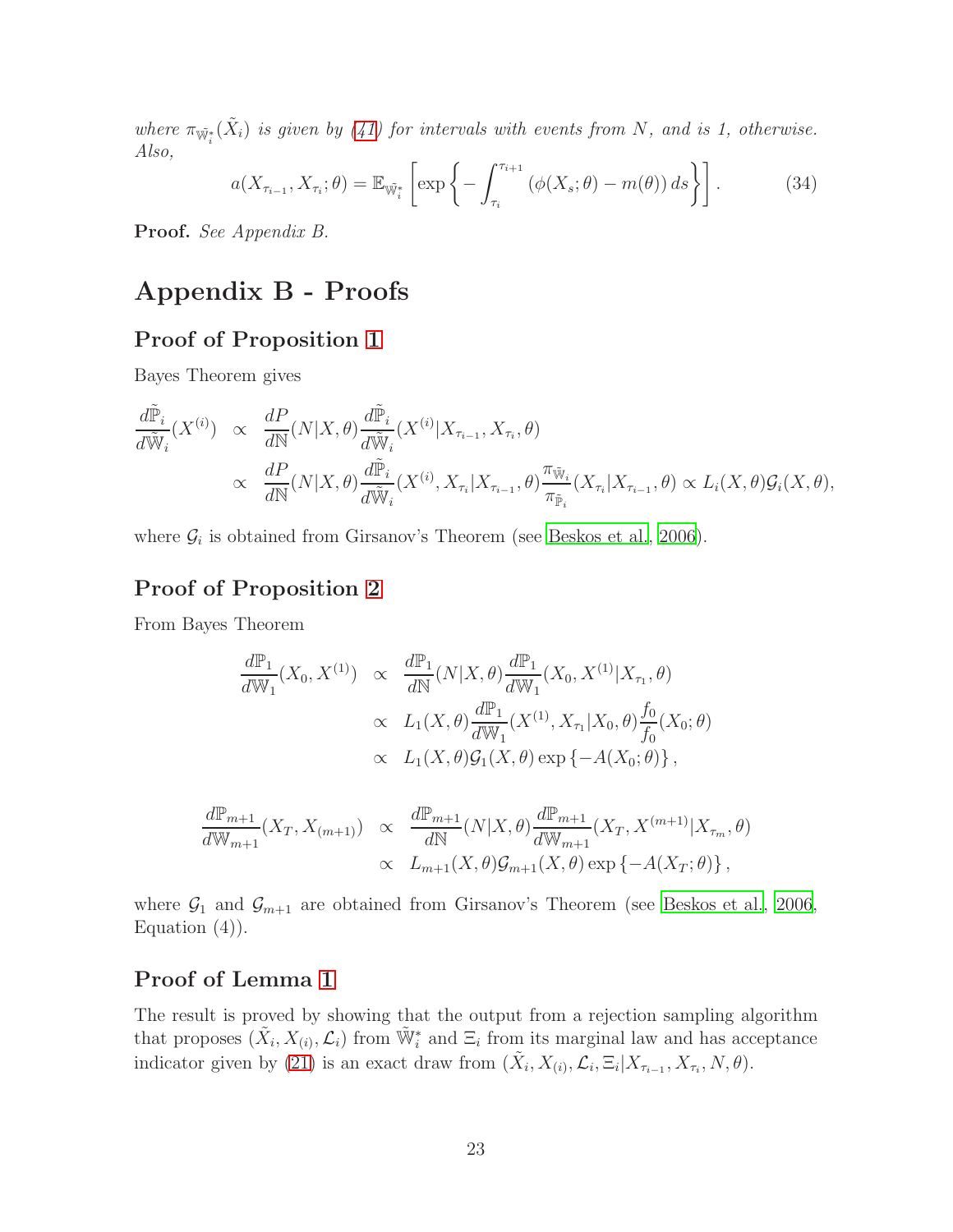*where $\pi_{\tilde{\mathbb{W}}_i^*}(\tilde{X}_i)$ is given by (41) for intervals with events from $N$, and is 1, otherwise. Also,*

$$a(X_{\tau_{i-1}}, X_{\tau_i}; \theta) = \mathbb{E}_{\tilde{\mathbb{W}}_i^*}\left[\exp\left\{-\int_{\tau_i}^{\tau_{i+1}} (\phi(X_s;\theta) - m(\theta))\, ds\right\}\right]. \tag{34}$$

**Proof.** *See Appendix B.*

# Appendix B - Proofs

## Proof of Proposition 1

Bayes Theorem gives

$$\begin{aligned}
\frac{d\tilde{\mathbb{P}}_i}{d\tilde{\mathbb{W}}_i}(X^{(i)}) &\propto \frac{dP}{d\mathbb{N}}(N|X,\theta)\frac{d\tilde{\mathbb{P}}_i}{d\tilde{\mathbb{W}}_i}(X^{(i)}|X_{\tau_{i-1}}, X_{\tau_i}, \theta) \\
&\propto \frac{dP}{d\mathbb{N}}(N|X,\theta)\frac{d\tilde{\mathbb{P}}_i}{d\tilde{\mathbb{W}}_i}(X^{(i)}, X_{\tau_i}|X_{\tau_{i-1}}, \theta)\frac{\pi_{\tilde{\mathbb{W}}_i}}{\pi_{\tilde{\mathbb{P}}_i}}(X_{\tau_i}|X_{\tau_{i-1}}, \theta) \propto L_i(X,\theta)\mathcal{G}_i(X,\theta),
\end{aligned}$$

where $\mathcal{G}_i$ is obtained from Girsanov's Theorem (see Beskos et al., 2006).

## Proof of Proposition 2

From Bayes Theorem

$$\begin{aligned}
\frac{d\mathbb{P}_1}{d\mathbb{W}_1}(X_0, X^{(1)}) &\propto \frac{d\mathbb{P}_1}{d\mathbb{N}}(N|X,\theta)\frac{d\mathbb{P}_1}{d\mathbb{W}_1}(X_0, X^{(1)}|X_{\tau_1}, \theta) \\
&\propto L_1(X,\theta)\frac{d\mathbb{P}_1}{d\mathbb{W}_1}(X^{(1)}, X_{\tau_1}|X_0, \theta)\frac{f_0}{\tilde{f}_0}(X_0;\theta) \\
&\propto L_1(X,\theta)\mathcal{G}_1(X,\theta)\exp\{-A(X_0;\theta)\},
\end{aligned}$$

$$\begin{aligned}
\frac{d\mathbb{P}_{m+1}}{d\mathbb{W}_{m+1}}(X_T, X_{(m+1)}) &\propto \frac{d\mathbb{P}_{m+1}}{d\mathbb{N}}(N|X,\theta)\frac{d\mathbb{P}_{m+1}}{d\mathbb{W}_{m+1}}(X_T, X^{(m+1)}|X_{\tau_m}, \theta) \\
&\propto L_{m+1}(X,\theta)\mathcal{G}_{m+1}(X,\theta)\exp\{-A(X_T;\theta)\},
\end{aligned}$$

where $\mathcal{G}_1$ and $\mathcal{G}_{m+1}$ are obtained from Girsanov's Theorem (see Beskos et al., 2006, Equation (4)).

## Proof of Lemma 1

The result is proved by showing that the output from a rejection sampling algorithm that proposes $(\tilde{X}_i, X_{(i)}, \mathcal{L}_i)$ from $\tilde{\mathbb{W}}_i^*$ and $\Xi_i$ from its marginal law and has acceptance indicator given by (21) is an exact draw from $(\tilde{X}_i, X_{(i)}, \mathcal{L}_i, \Xi_i|X_{\tau_{i-1}}, X_{\tau_i}, N, \theta)$.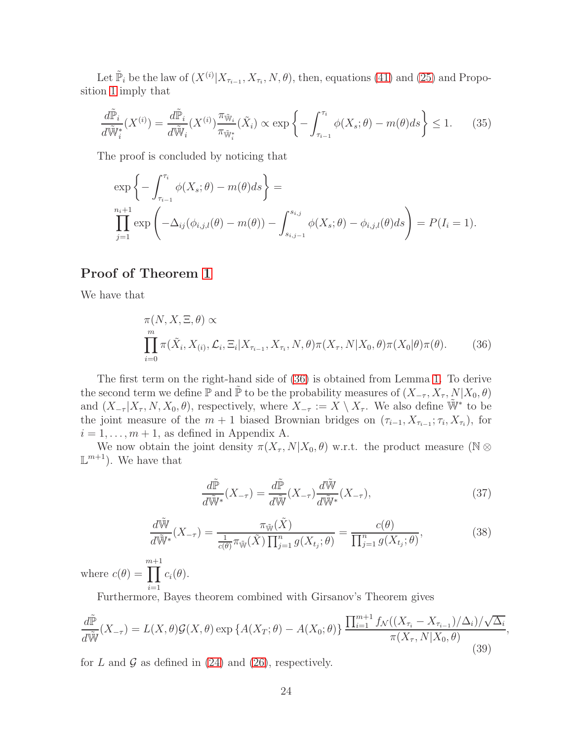Let $\tilde{\mathbb{P}}_i$ be the law of $(X^{(i)}|X_{\tau_{i-1}}, X_{\tau_i}, N, \theta)$, then, equations (41) and (25) and Proposition 1 imply that

$$\frac{d\tilde{\mathbb{P}}_i}{d\tilde{\mathbb{W}}_i^*}(X^{(i)}) = \frac{d\tilde{\mathbb{P}}_i}{d\tilde{\mathbb{W}}_i}(X^{(i)})\frac{\pi_{\tilde{\mathbb{W}}_i}}{\pi_{\tilde{\mathbb{W}}_i^*}}(\tilde{X}_i) \propto \exp\left\{-\int_{\tau_{i-1}}^{\tau_i} \phi(X_s;\theta) - m(\theta) ds\right\} \leq 1. \tag{35}$$

The proof is concluded by noticing that

$$\exp\left\{-\int_{\tau_{i-1}}^{\tau_i} \phi(X_s;\theta) - m(\theta) ds\right\} =$$
$$\prod_{j=1}^{n_i+1} \exp\left(-\Delta_{ij}(\phi_{i,j,l}(\theta) - m(\theta)) - \int_{s_{i,j-1}}^{s_{i,j}} \phi(X_s;\theta) - \phi_{i,j,l}(\theta) ds\right) = P(I_i = 1).$$

## Proof of Theorem 1

We have that

$$\pi(N, X, \Xi, \theta) \propto$$
$$\prod_{i=0}^{m} \pi(\tilde{X}_i, X_{(i)}, \mathcal{L}_i, \Xi_i | X_{\tau_{i-1}}, X_{\tau_i}, N, \theta)\pi(X_\tau, N|X_0, \theta)\pi(X_0|\theta)\pi(\theta). \tag{36}$$

The first term on the right-hand side of (36) is obtained from Lemma 1. To derive the second term we define $\mathbb{P}$ and $\tilde{\mathbb{P}}$ to be the probability measures of $(X_{-\tau}, X_\tau, N|X_0, \theta)$ and $(X_{-\tau}|X_\tau, N, X_0, \theta)$, respectively, where $X_{-\tau} := X \setminus X_\tau$. We also define $\tilde{\mathbb{W}}^*$ to be the joint measure of the $m+1$ biased Brownian bridges on $(\tau_{i-1}, X_{\tau_{i-1}}; \tau_i, X_{\tau_i})$, for $i = 1, \ldots, m+1$, as defined in Appendix A.

We now obtain the joint density $\pi(X_\tau, N|X_0, \theta)$ w.r.t. the product measure $(\mathbb{N} \otimes \mathbb{L}^{m+1})$. We have that

$$\frac{d\tilde{\mathbb{P}}}{d\tilde{\mathbb{W}}^*}(X_{-\tau}) = \frac{d\tilde{\mathbb{P}}}{d\tilde{\mathbb{W}}}(X_{-\tau})\frac{d\tilde{\mathbb{W}}}{d\tilde{\mathbb{W}}^*}(X_{-\tau}), \tag{37}$$

$$\frac{d\tilde{\mathbb{W}}}{d\tilde{\mathbb{W}}^*}(X_{-\tau}) = \frac{\pi_{\tilde{\mathbb{W}}}(\tilde{X})}{\frac{1}{c(\theta)}\pi_{\tilde{\mathbb{W}}}(\tilde{X})\prod_{j=1}^{n} g(X_{t_j};\theta)} = \frac{c(\theta)}{\prod_{j=1}^{n} g(X_{t_j};\theta)}, \tag{38}$$

where $c(\theta) = \prod_{i=1}^{m+1} c_i(\theta)$.

Furthermore, Bayes theorem combined with Girsanov's Theorem gives

$$\frac{d\tilde{\mathbb{P}}}{d\tilde{\mathbb{W}}}(X_{-\tau}) = L(X,\theta)\mathcal{G}(X,\theta)\exp\left\{A(X_T;\theta) - A(X_0;\theta)\right\}\frac{\prod_{i=1}^{m+1} f_{\mathcal{N}}((X_{\tau_i} - X_{\tau_{i-1}})/\Delta_i)/\sqrt{\Delta_i}}{\pi(X_\tau, N|X_0, \theta)}, \tag{39}$$

for $L$ and $\mathcal{G}$ as defined in (24) and (26), respectively.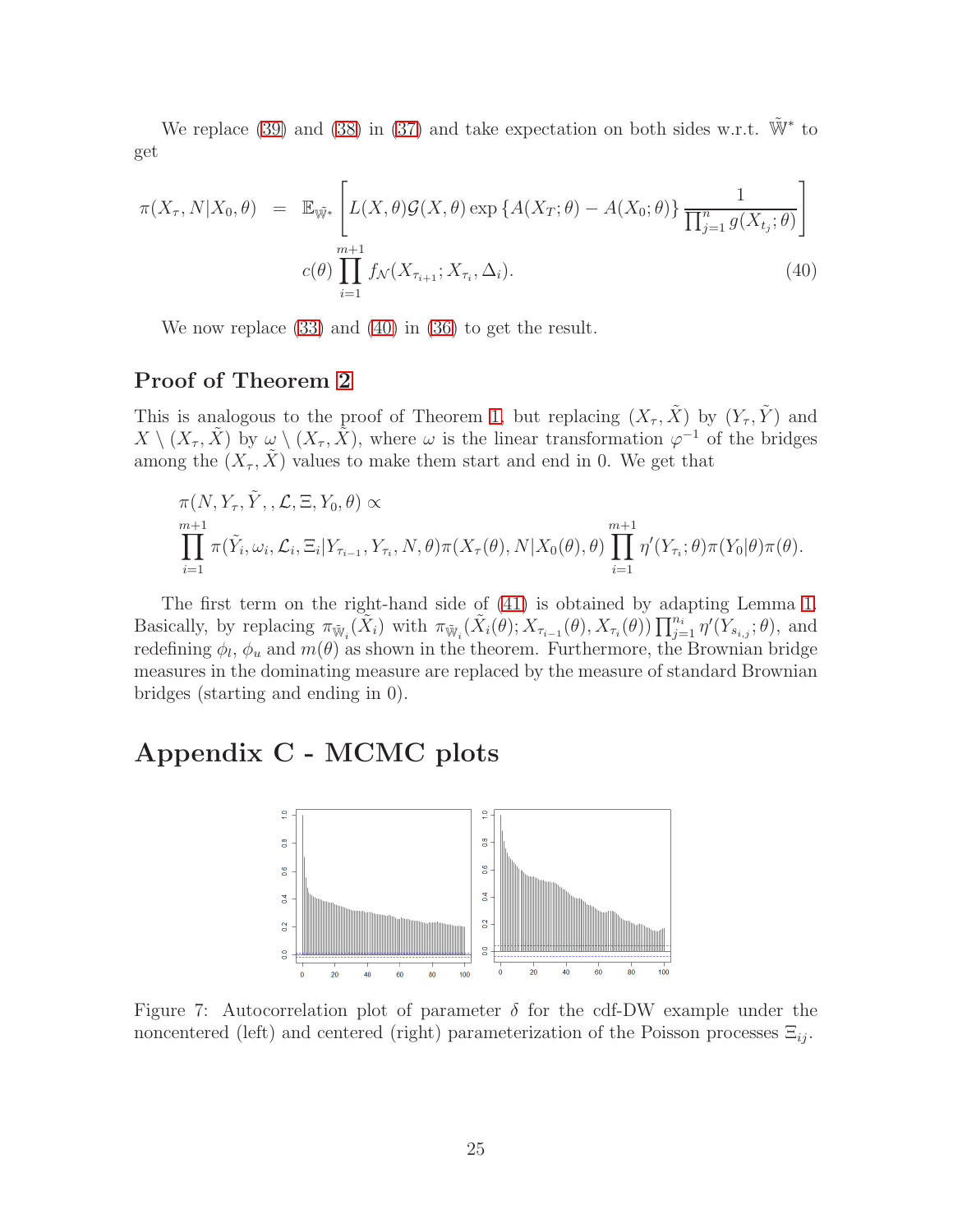We replace (39) and (38) in (37) and take expectation on both sides w.r.t. $\tilde{\mathbb{W}}^*$ to get

$$
\begin{aligned}
\pi(X_\tau, N|X_0, \theta) &= \mathbb{E}_{\tilde{\mathbb{W}}^*}\left[L(X,\theta)\mathcal{G}(X,\theta)\exp\left\{A(X_T;\theta) - A(X_0;\theta)\right\}\frac{1}{\prod_{j=1}^{n} g(X_{t_j};\theta)}\right] \\
&\quad c(\theta)\prod_{i=1}^{m+1} f_{\mathcal{N}}(X_{\tau_{i+1}}; X_{\tau_i}, \Delta_i).
\end{aligned} \tag{40}
$$

We now replace (33) and (40) in (36) to get the result.

### Proof of Theorem 2

This is analogous to the proof of Theorem 1, but replacing $(X_\tau, \tilde{X})$ by $(Y_\tau, \tilde{Y})$ and $X \setminus (X_\tau, \tilde{X})$ by $\omega \setminus (X_\tau, \tilde{X})$, where $\omega$ is the linear transformation $\varphi^{-1}$ of the bridges among the $(X_\tau, \tilde{X})$ values to make them start and end in 0. We get that

$$
\begin{aligned}
&\pi(N, Y_\tau, \tilde{Y}, , \mathcal{L}, \Xi, Y_0, \theta) \propto \\
&\prod_{i=1}^{m+1} \pi(\tilde{Y}_i, \omega_i, \mathcal{L}_i, \Xi_i | Y_{\tau_{i-1}}, Y_{\tau_i}, N, \theta)\pi(X_\tau(\theta), N|X_0(\theta), \theta)\prod_{i=1}^{m+1} \eta'(Y_{\tau_i};\theta)\pi(Y_0|\theta)\pi(\theta).
\end{aligned}
$$

The first term on the right-hand side of (41) is obtained by adapting Lemma 1. Basically, by replacing $\pi_{\tilde{\mathbb{W}}_i}(\tilde{X}_i)$ with $\pi_{\tilde{\mathbb{W}}_i}(\tilde{X}_i(\theta); X_{\tau_{i-1}}(\theta), X_{\tau_i}(\theta))\prod_{j=1}^{n_i}\eta'(Y_{s_{i,j}};\theta)$, and redefining $\phi_l$, $\phi_u$ and $m(\theta)$ as shown in the theorem. Furthermore, the Brownian bridge measures in the dominating measure are replaced by the measure of standard Brownian bridges (starting and ending in 0).

# Appendix C - MCMC plots

Figure 7: Autocorrelation plot of parameter $\delta$ for the cdf-DW example under the noncentered (left) and centered (right) parameterization of the Poisson processes $\Xi_{ij}$.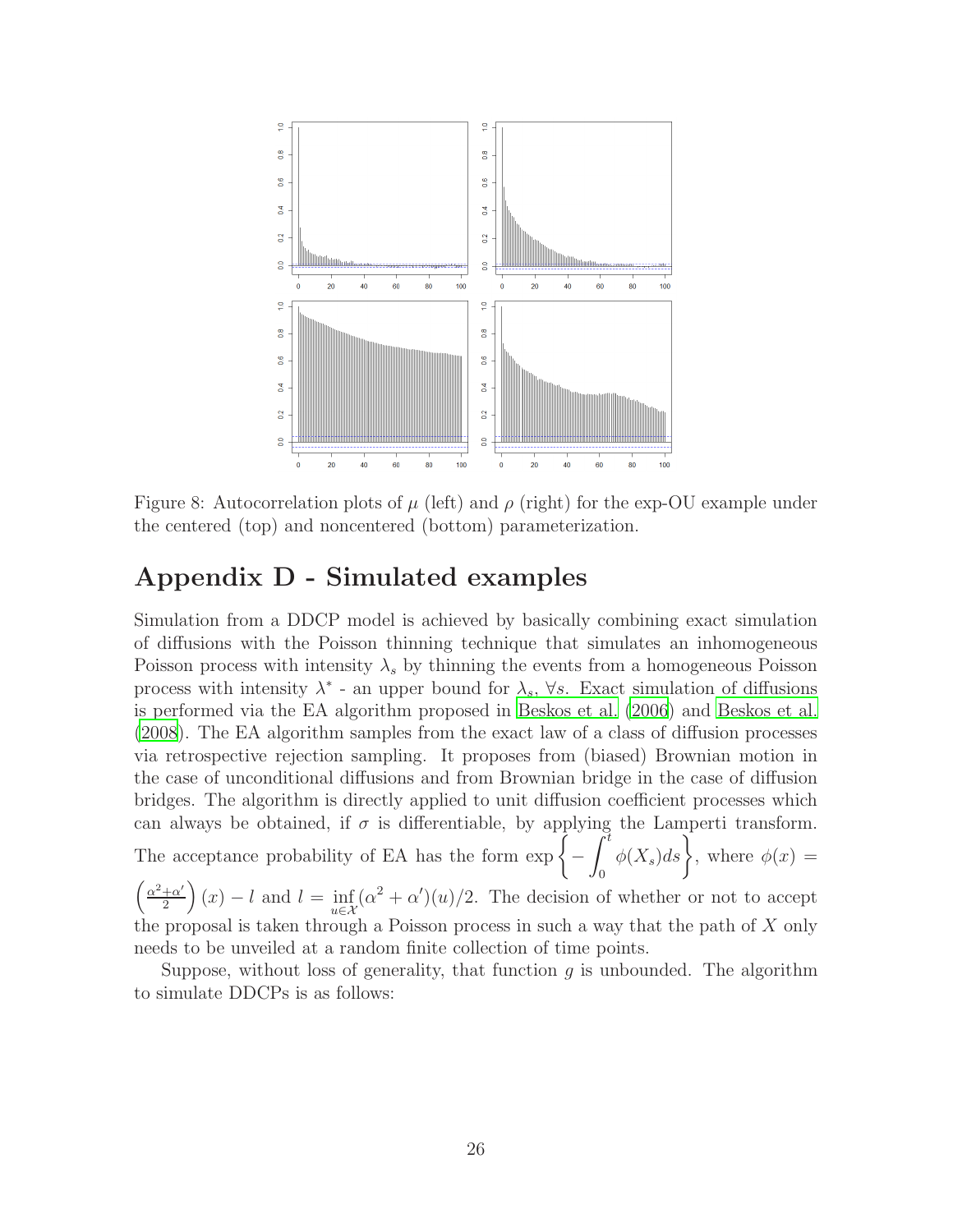Figure 8: Autocorrelation plots of $\mu$ (left) and $\rho$ (right) for the exp-OU example under the centered (top) and noncentered (bottom) parameterization.

# Appendix D - Simulated examples

Simulation from a DDCP model is achieved by basically combining exact simulation of diffusions with the Poisson thinning technique that simulates an inhomogeneous Poisson process with intensity $\lambda_s$ by thinning the events from a homogeneous Poisson process with intensity $\lambda^*$ - an upper bound for $\lambda_s$, $\forall s$. Exact simulation of diffusions is performed via the EA algorithm proposed in Beskos et al. (2006) and Beskos et al. (2008). The EA algorithm samples from the exact law of a class of diffusion processes via retrospective rejection sampling. It proposes from (biased) Brownian motion in the case of unconditional diffusions and from Brownian bridge in the case of diffusion bridges. The algorithm is directly applied to unit diffusion coefficient processes which can always be obtained, if $\sigma$ is differentiable, by applying the Lamperti transform. The acceptance probability of EA has the form $\exp\left\{-\int_0^t \phi(X_s)ds\right\}$, where $\phi(x) = \left(\frac{\alpha^2+\alpha'}{2}\right)(x) - l$ and $l = \inf_{u\in\mathcal{X}}(\alpha^2+\alpha')(u)/2$. The decision of whether or not to accept the proposal is taken through a Poisson process in such a way that the path of $X$ only needs to be unveiled at a random finite collection of time points.

Suppose, without loss of generality, that function $g$ is unbounded. The algorithm to simulate DDCPs is as follows: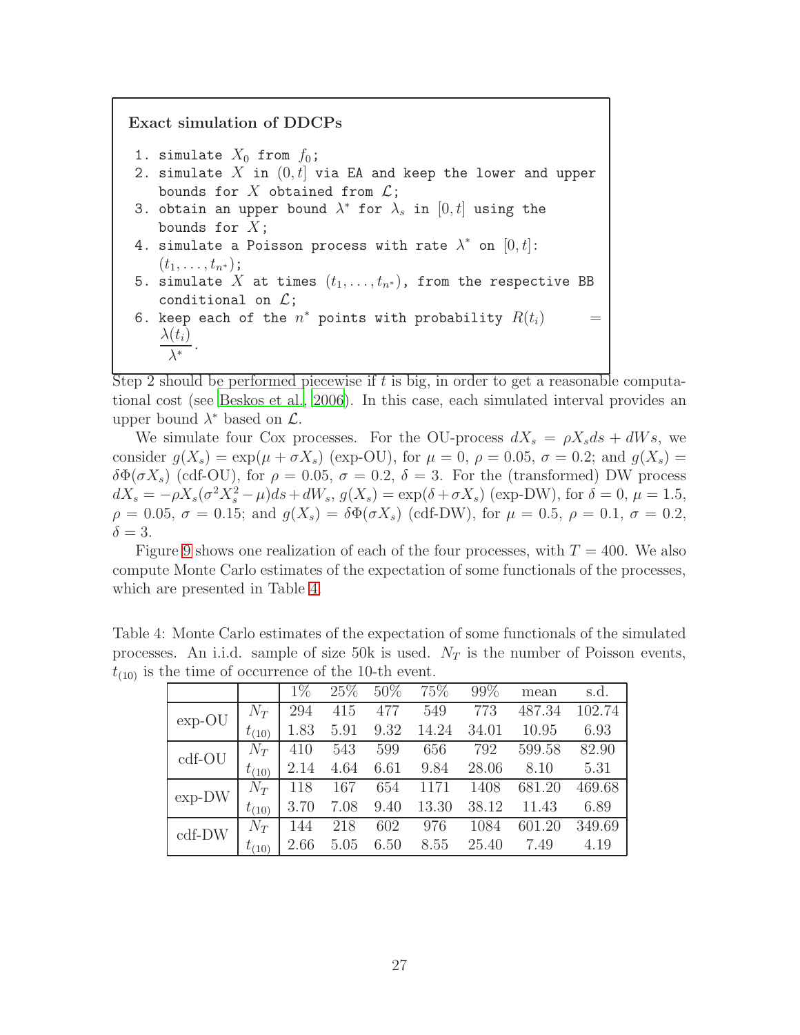**Exact simulation of DDCPs**

```
1. simulate X_0 from f_0;
2. simulate X in (0,t] via EA and keep the lower and upper
   bounds for X obtained from L;
3. obtain an upper bound λ* for λ_s in [0,t] using the
   bounds for X;
4. simulate a Poisson process with rate λ* on [0,t]:
   (t_1,...,t_{n*});
5. simulate X at times (t_1,...,t_{n*}), from the respective BB
   conditional on L;
6. keep each of the n* points with probability R(t_i) =
   λ(t_i)/λ*.
```

Step 2 should be performed piecewise if $t$ is big, in order to get a reasonable computational cost (see Beskos et al., 2006). In this case, each simulated interval provides an upper bound $\lambda^*$ based on $\mathcal{L}$.

We simulate four Cox processes. For the OU-process $dX_s = \rho X_s ds + dWs$, we consider $g(X_s) = \exp(\mu + \sigma X_s)$ (exp-OU), for $\mu = 0$, $\rho = 0.05$, $\sigma = 0.2$; and $g(X_s) = \delta\Phi(\sigma X_s)$ (cdf-OU), for $\rho = 0.05$, $\sigma = 0.2$, $\delta = 3$. For the (transformed) DW process $dX_s = -\rho X_s(\sigma^2 X_s^2 - \mu)ds + dW_s$, $g(X_s) = \exp(\delta + \sigma X_s)$ (exp-DW), for $\delta = 0$, $\mu = 1.5$, $\rho = 0.05$, $\sigma = 0.15$; and $g(X_s) = \delta\Phi(\sigma X_s)$ (cdf-DW), for $\mu = 0.5$, $\rho = 0.1$, $\sigma = 0.2$, $\delta = 3$.

Figure 9 shows one realization of each of the four processes, with $T = 400$. We also compute Monte Carlo estimates of the expectation of some functionals of the processes, which are presented in Table 4.

Table 4: Monte Carlo estimates of the expectation of some functionals of the simulated processes. An i.i.d. sample of size 50k is used. $N_T$ is the number of Poisson events, $t_{(10)}$ is the time of occurrence of the 10-th event.

| | | 1% | 25% | 50% | 75% | 99% | mean | s.d. |
|---|---|---|---|---|---|---|---|---|
| exp-OU | $N_T$ | 294 | 415 | 477 | 549 | 773 | 487.34 | 102.74 |
| | $t_{(10)}$ | 1.83 | 5.91 | 9.32 | 14.24 | 34.01 | 10.95 | 6.93 |
| cdf-OU | $N_T$ | 410 | 543 | 599 | 656 | 792 | 599.58 | 82.90 |
| | $t_{(10)}$ | 2.14 | 4.64 | 6.61 | 9.84 | 28.06 | 8.10 | 5.31 |
| exp-DW | $N_T$ | 118 | 167 | 654 | 1171 | 1408 | 681.20 | 469.68 |
| | $t_{(10)}$ | 3.70 | 7.08 | 9.40 | 13.30 | 38.12 | 11.43 | 6.89 |
| cdf-DW | $N_T$ | 144 | 218 | 602 | 976 | 1084 | 601.20 | 349.69 |
| | $t_{(10)}$ | 2.66 | 5.05 | 6.50 | 8.55 | 25.40 | 7.49 | 4.19 |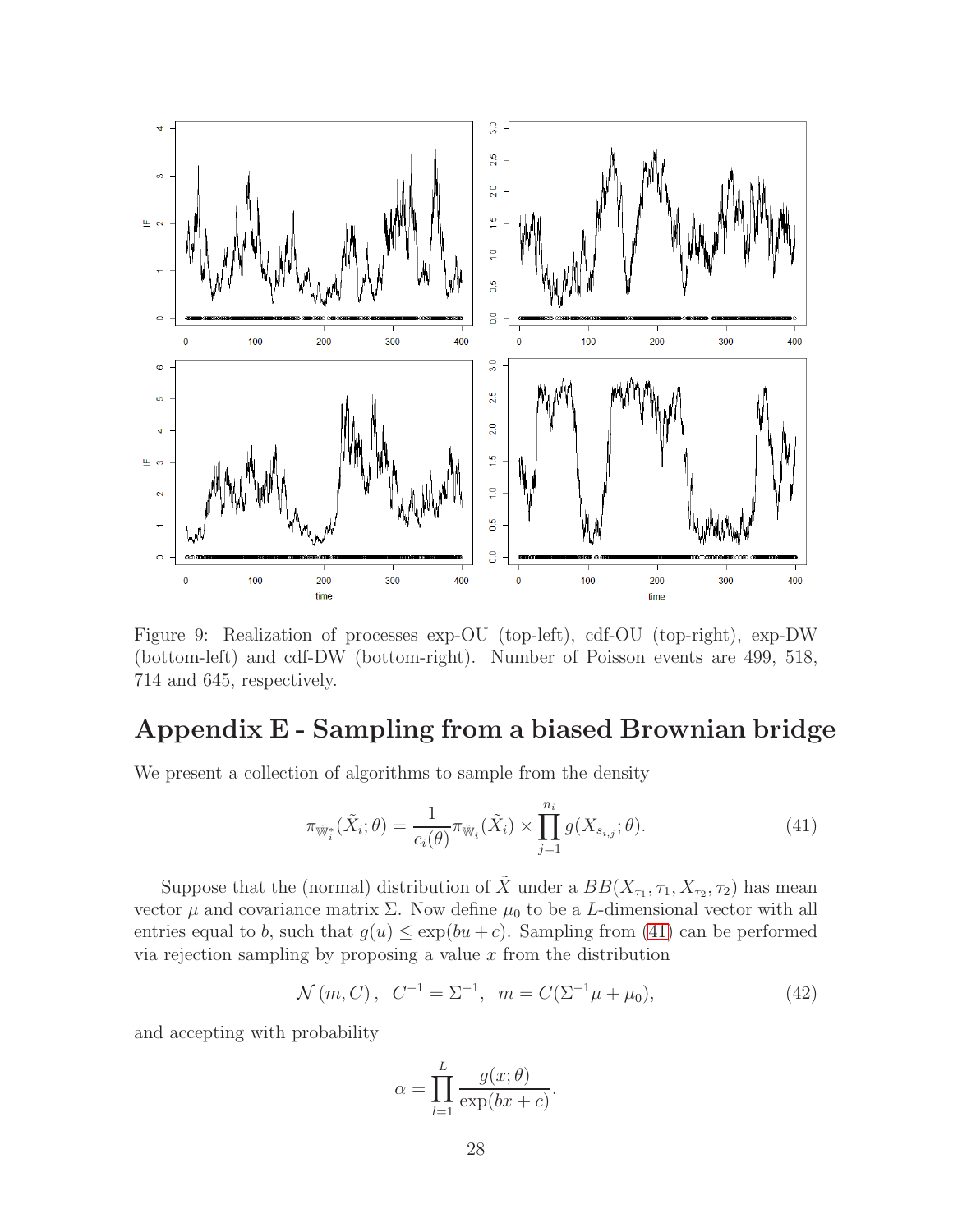Figure 9: Realization of processes exp-OU (top-left), cdf-OU (top-right), exp-DW (bottom-left) and cdf-DW (bottom-right). Number of Poisson events are 499, 518, 714 and 645, respectively.

# Appendix E - Sampling from a biased Brownian bridge

We present a collection of algorithms to sample from the density

$$\pi_{\bar{\mathbb{W}}_i^*}(\tilde{X}_i;\theta) = \frac{1}{c_i(\theta)}\pi_{\bar{\mathbb{W}}_i}(\tilde{X}_i) \times \prod_{j=1}^{n_i} g(X_{s_{i,j}};\theta). \tag{41}$$

Suppose that the (normal) distribution of $\tilde{X}$ under a $BB(X_{\tau_1},\tau_1,X_{\tau_2},\tau_2)$ has mean vector $\mu$ and covariance matrix $\Sigma$. Now define $\mu_0$ to be a $L$-dimensional vector with all entries equal to $b$, such that $g(u) \leq \exp(bu+c)$. Sampling from (41) can be performed via rejection sampling by proposing a value $x$ from the distribution

$$\mathcal{N}\left(m, C\right), \;\; C^{-1} = \Sigma^{-1}, \;\; m = C(\Sigma^{-1}\mu + \mu_0), \tag{42}$$

and accepting with probability

$$\alpha = \prod_{l=1}^{L} \frac{g(x;\theta)}{\exp(bx+c)}.$$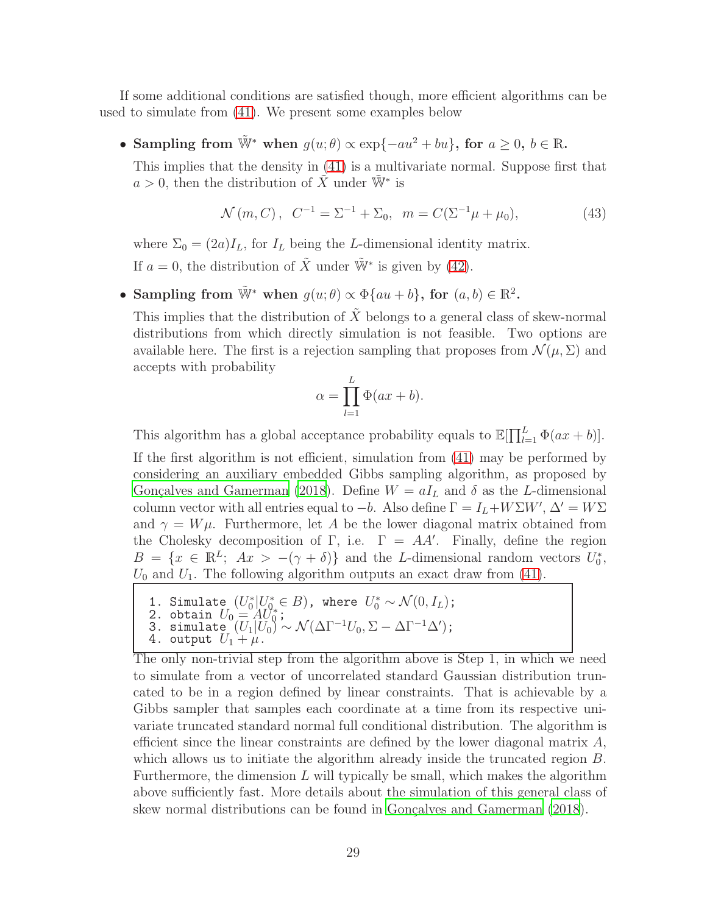If some additional conditions are satisfied though, more efficient algorithms can be used to simulate from (41). We present some examples below

- **Sampling from $\tilde{\mathbb{W}}^*$ when $g(u;\theta) \propto \exp\{-au^2 + bu\}$, for $a \geq 0$, $b \in \mathbb{R}$.**

  This implies that the density in (41) is a multivariate normal. Suppose first that $a > 0$, then the distribution of $\tilde{X}$ under $\tilde{\mathbb{W}}^*$ is

  $$\mathcal{N}(m, C), \quad C^{-1} = \Sigma^{-1} + \Sigma_0, \quad m = C(\Sigma^{-1}\mu + \mu_0), \tag{43}$$

  where $\Sigma_0 = (2a)I_L$, for $I_L$ being the $L$-dimensional identity matrix.

  If $a = 0$, the distribution of $\tilde{X}$ under $\tilde{\mathbb{W}}^*$ is given by (42).

- **Sampling from $\tilde{\mathbb{W}}^*$ when $g(u;\theta) \propto \Phi\{au + b\}$, for $(a, b) \in \mathbb{R}^2$.**

  This implies that the distribution of $\tilde{X}$ belongs to a general class of skew-normal distributions from which directly simulation is not feasible. Two options are available here. The first is a rejection sampling that proposes from $\mathcal{N}(\mu, \Sigma)$ and accepts with probability

  $$\alpha = \prod_{l=1}^{L} \Phi(ax + b).$$

  This algorithm has a global acceptance probability equals to $\mathbb{E}[\prod_{l=1}^{L} \Phi(ax + b)]$.

  If the first algorithm is not efficient, simulation from (41) may be performed by considering an auxiliary embedded Gibbs sampling algorithm, as proposed by Gonçalves and Gamerman (2018). Define $W = aI_L$ and $\delta$ as the $L$-dimensional column vector with all entries equal to $-b$. Also define $\Gamma = I_L + W\Sigma W'$, $\Delta' = W\Sigma$ and $\gamma = W\mu$. Furthermore, let $A$ be the lower diagonal matrix obtained from the Cholesky decomposition of $\Gamma$, i.e. $\Gamma = AA'$. Finally, define the region $B = \{x \in \mathbb{R}^L;\ Ax > -(\gamma + \delta)\}$ and the $L$-dimensional random vectors $U_0^*$, $U_0$ and $U_1$. The following algorithm outputs an exact draw from (41).

  > 1. Simulate $(U_0^* | U_0^* \in B)$, where $U_0^* \sim \mathcal{N}(0, I_L)$;
  > 2. obtain $U_0 = AU_0^*$;
  > 3. simulate $(U_1|U_0) \sim \mathcal{N}(\Delta\Gamma^{-1}U_0, \Sigma - \Delta\Gamma^{-1}\Delta')$;
  > 4. output $U_1 + \mu$.

  The only non-trivial step from the algorithm above is Step 1, in which we need to simulate from a vector of uncorrelated standard Gaussian distribution truncated to be in a region defined by linear constraints. That is achievable by a Gibbs sampler that samples each coordinate at a time from its respective univariate truncated standard normal full conditional distribution. The algorithm is efficient since the linear constraints are defined by the lower diagonal matrix $A$, which allows us to initiate the algorithm already inside the truncated region $B$. Furthermore, the dimension $L$ will typically be small, which makes the algorithm above sufficiently fast. More details about the simulation of this general class of skew normal distributions can be found in Gonçalves and Gamerman (2018).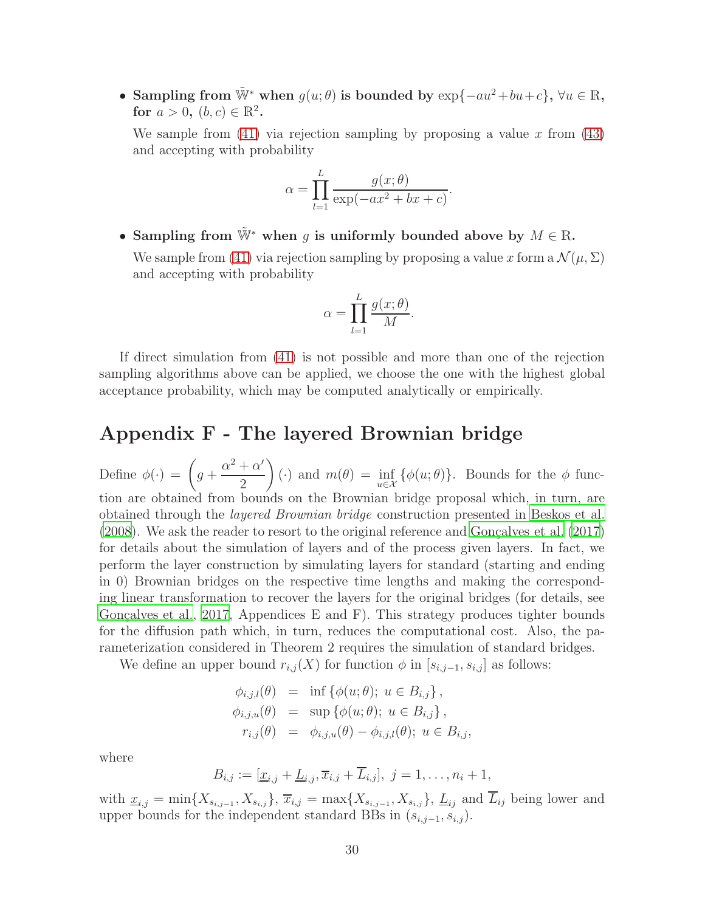- **Sampling from $\tilde{\mathbb{W}}^*$ when $g(u;\theta)$ is bounded by $\exp\{-au^2+bu+c\}$, $\forall u \in \mathbb{R}$, for $a > 0$, $(b,c) \in \mathbb{R}^2$.**

  We sample from (41) via rejection sampling by proposing a value $x$ from (43) and accepting with probability

$$\alpha = \prod_{l=1}^{L} \frac{g(x;\theta)}{\exp(-ax^2+bx+c)}.$$

- **Sampling from $\tilde{\mathbb{W}}^*$ when $g$ is uniformly bounded above by $M \in \mathbb{R}$.**

  We sample from (41) via rejection sampling by proposing a value $x$ form a $\mathcal{N}(\mu, \Sigma)$ and accepting with probability

$$\alpha = \prod_{l=1}^{L} \frac{g(x;\theta)}{M}.$$

If direct simulation from (41) is not possible and more than one of the rejection sampling algorithms above can be applied, we choose the one with the highest global acceptance probability, which may be computed analytically or empirically.

## Appendix F - The layered Brownian bridge

Define $\phi(\cdot) = \left(g + \dfrac{\alpha^2 + \alpha'}{2}\right)(\cdot)$ and $m(\theta) = \inf_{u \in \mathcal{X}} \{\phi(u;\theta)\}$. Bounds for the $\phi$ function are obtained from bounds on the Brownian bridge proposal which, in turn, are obtained through the *layered Brownian bridge* construction presented in Beskos et al. (2008). We ask the reader to resort to the original reference and Gonçalves et al. (2017) for details about the simulation of layers and of the process given layers. In fact, we perform the layer construction by simulating layers for standard (starting and ending in 0) Brownian bridges on the respective time lengths and making the corresponding linear transformation to recover the layers for the original bridges (for details, see Gonçalves et al., 2017, Appendices E and F). This strategy produces tighter bounds for the diffusion path which, in turn, reduces the computational cost. Also, the parameterization considered in Theorem 2 requires the simulation of standard bridges.

We define an upper bound $r_{i,j}(X)$ for function $\phi$ in $[s_{i,j-1}, s_{i,j}]$ as follows:

$$\begin{aligned}
\phi_{i,j,l}(\theta) &= \inf\{\phi(u;\theta);\ u \in B_{i,j}\}, \\
\phi_{i,j,u}(\theta) &= \sup\{\phi(u;\theta);\ u \in B_{i,j}\}, \\
r_{i,j}(\theta) &= \phi_{i,j,u}(\theta) - \phi_{i,j,l}(\theta);\ u \in B_{i,j},
\end{aligned}$$

where

$$B_{i,j} := [\underline{x}_{i,j} + \underline{L}_{i,j}, \overline{x}_{i,j} + \overline{L}_{i,j}],\ j = 1, \ldots, n_i + 1,$$

with $\underline{x}_{i,j} = \min\{X_{s_{i,j-1}}, X_{s_{i,j}}\}$, $\overline{x}_{i,j} = \max\{X_{s_{i,j-1}}, X_{s_{i,j}}\}$, $\underline{L}_{ij}$ and $\overline{L}_{ij}$ being lower and upper bounds for the independent standard BBs in $(s_{i,j-1}, s_{i,j})$.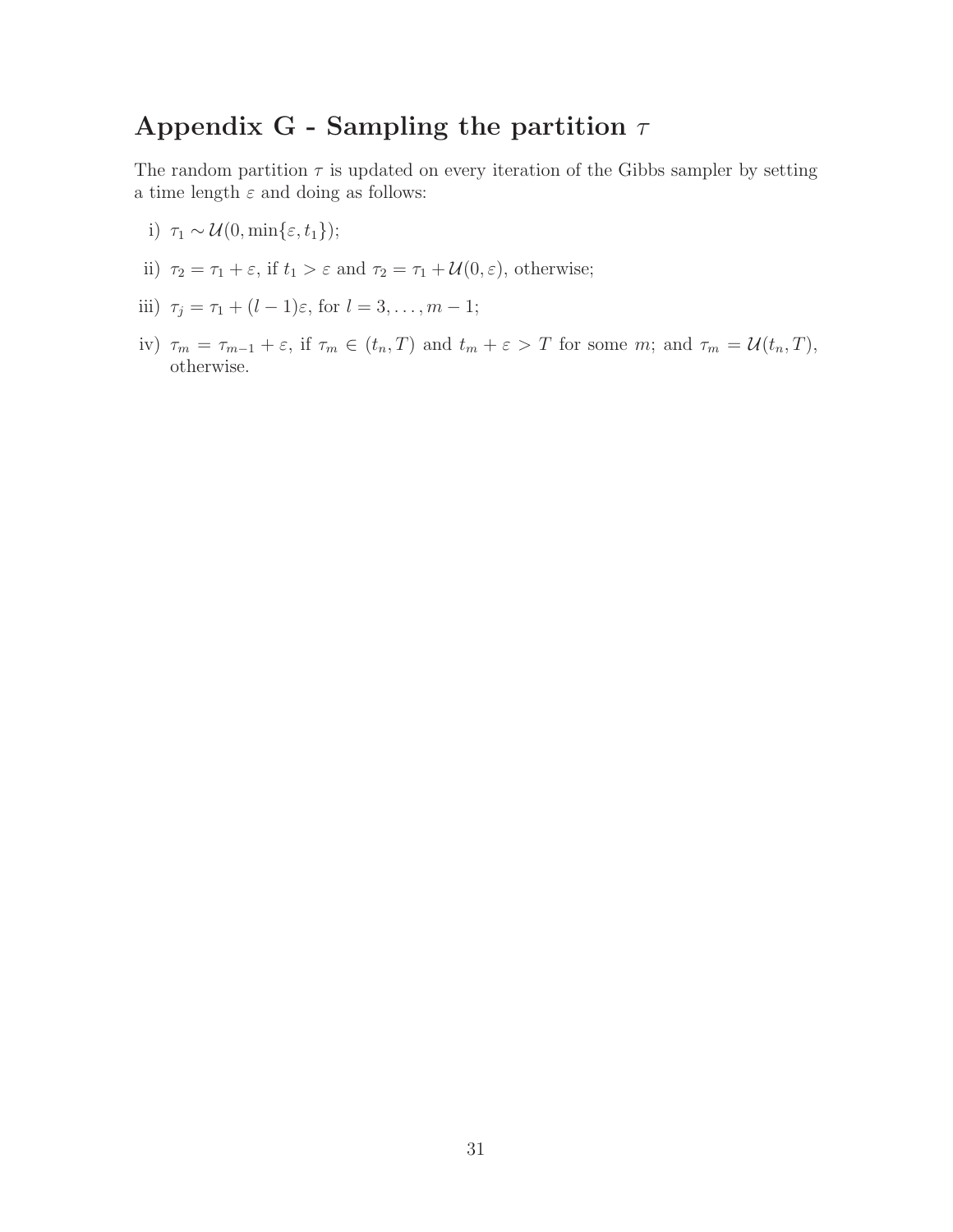# Appendix G - Sampling the partition $\tau$

The random partition $\tau$ is updated on every iteration of the Gibbs sampler by setting a time length $\varepsilon$ and doing as follows:

i) $\tau_1 \sim \mathcal{U}(0, \min\{\varepsilon, t_1\})$;

ii) $\tau_2 = \tau_1 + \varepsilon$, if $t_1 > \varepsilon$ and $\tau_2 = \tau_1 + \mathcal{U}(0, \varepsilon)$, otherwise;

iii) $\tau_j = \tau_1 + (l-1)\varepsilon$, for $l = 3, \ldots, m-1$;

iv) $\tau_m = \tau_{m-1} + \varepsilon$, if $\tau_m \in (t_n, T)$ and $t_m + \varepsilon > T$ for some $m$; and $\tau_m = \mathcal{U}(t_n, T)$, otherwise.